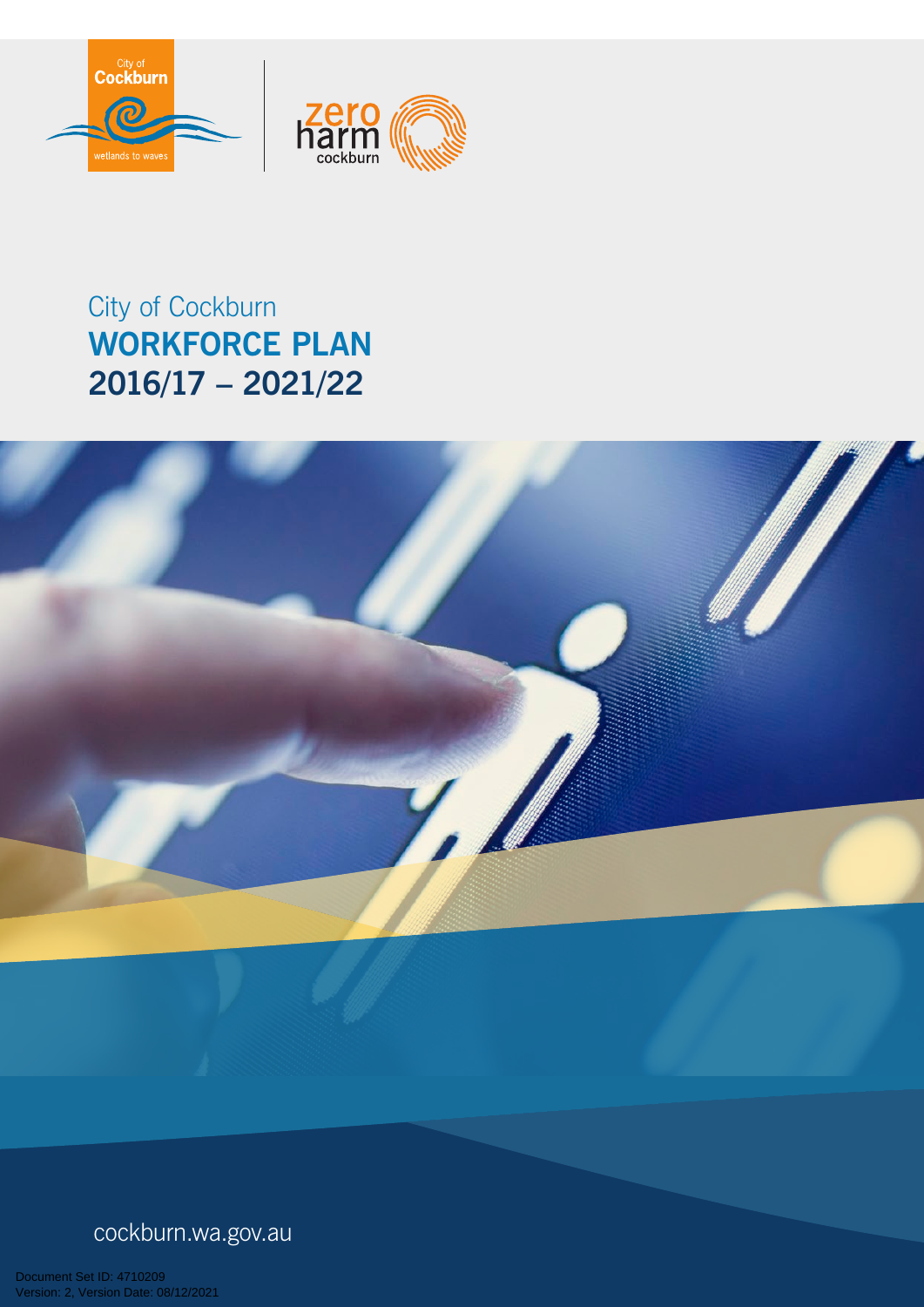City of Cockburn

# WORKFORCE PLAN 2016/17 – 2021/22

cockburn.wa.gov.au

Document Set ID: 4710209
Version: 2, Version Date: 08/12/2021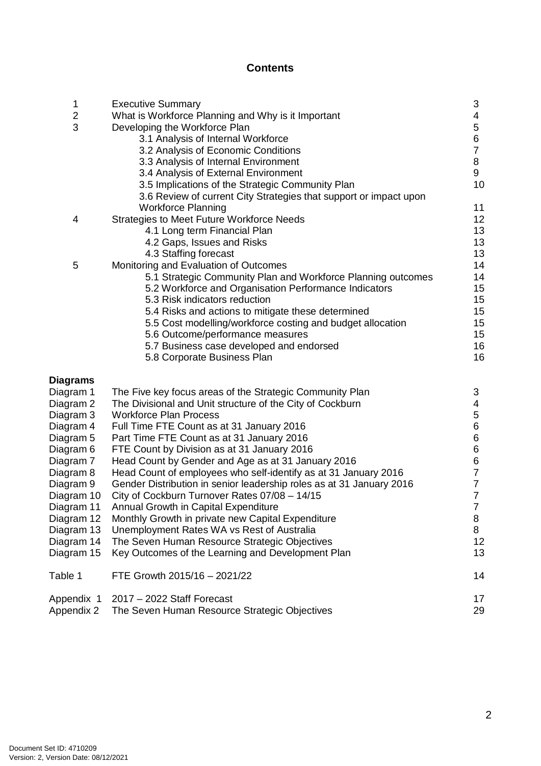## Contents

| | | |
|---|---|---|
| 1 | Executive Summary | 3 |
| 2 | What is Workforce Planning and Why is it Important | 4 |
| 3 | Developing the Workforce Plan | 5 |
| | 3.1 Analysis of Internal Workforce | 6 |
| | 3.2 Analysis of Economic Conditions | 7 |
| | 3.3 Analysis of Internal Environment | 8 |
| | 3.4 Analysis of External Environment | 9 |
| | 3.5 Implications of the Strategic Community Plan | 10 |
| | 3.6 Review of current City Strategies that support or impact upon Workforce Planning | 11 |
| 4 | Strategies to Meet Future Workforce Needs | 12 |
| | 4.1 Long term Financial Plan | 13 |
| | 4.2 Gaps, Issues and Risks | 13 |
| | 4.3 Staffing forecast | 13 |
| 5 | Monitoring and Evaluation of Outcomes | 14 |
| | 5.1 Strategic Community Plan and Workforce Planning outcomes | 14 |
| | 5.2 Workforce and Organisation Performance Indicators | 15 |
| | 5.3 Risk indicators reduction | 15 |
| | 5.4 Risks and actions to mitigate these determined | 15 |
| | 5.5 Cost modelling/workforce costing and budget allocation | 15 |
| | 5.6 Outcome/performance measures | 15 |
| | 5.7 Business case developed and endorsed | 16 |
| | 5.8 Corporate Business Plan | 16 |

**Diagrams**

| | | |
|---|---|---|
| Diagram 1 | The Five key focus areas of the Strategic Community Plan | 3 |
| Diagram 2 | The Divisional and Unit structure of the City of Cockburn | 4 |
| Diagram 3 | Workforce Plan Process | 5 |
| Diagram 4 | Full Time FTE Count as at 31 January 2016 | 6 |
| Diagram 5 | Part Time FTE Count as at 31 January 2016 | 6 |
| Diagram 6 | FTE Count by Division as at 31 January 2016 | 6 |
| Diagram 7 | Head Count by Gender and Age as at 31 January 2016 | 6 |
| Diagram 8 | Head Count of employees who self-identify as at 31 January 2016 | 7 |
| Diagram 9 | Gender Distribution in senior leadership roles as at 31 January 2016 | 7 |
| Diagram 10 | City of Cockburn Turnover Rates 07/08 – 14/15 | 7 |
| Diagram 11 | Annual Growth in Capital Expenditure | 7 |
| Diagram 12 | Monthly Growth in private new Capital Expenditure | 8 |
| Diagram 13 | Unemployment Rates WA vs Rest of Australia | 8 |
| Diagram 14 | The Seven Human Resource Strategic Objectives | 12 |
| Diagram 15 | Key Outcomes of the Learning and Development Plan | 13 |
| Table 1 | FTE Growth 2015/16 – 2021/22 | 14 |
| Appendix 1 | 2017 – 2022 Staff Forecast | 17 |
| Appendix 2 | The Seven Human Resource Strategic Objectives | 29 |

Document Set ID: 4710209
Version: 2, Version Date: 08/12/2021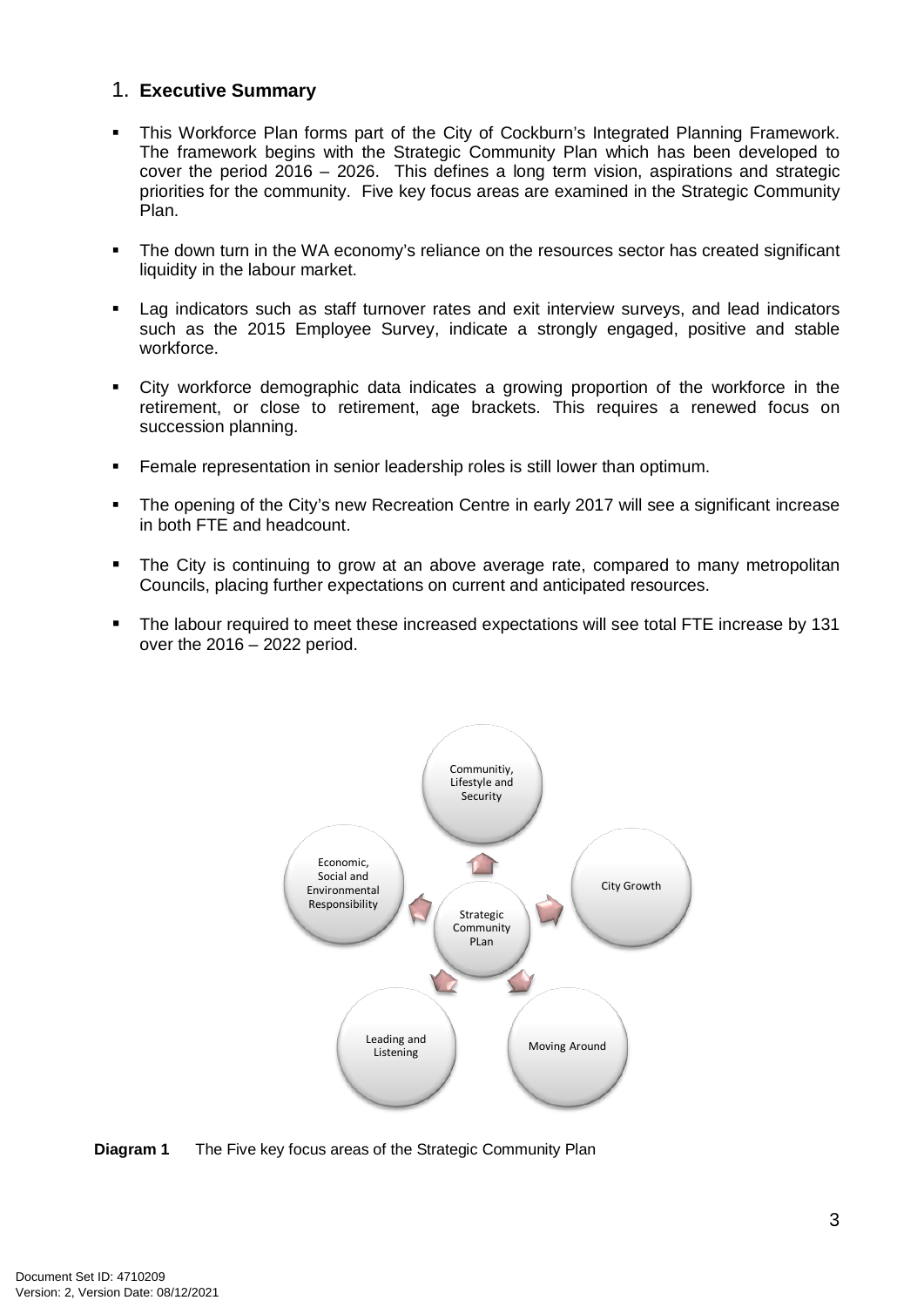# 1. **Executive Summary**

- This Workforce Plan forms part of the City of Cockburn's Integrated Planning Framework. The framework begins with the Strategic Community Plan which has been developed to cover the period 2016 – 2026. This defines a long term vision, aspirations and strategic priorities for the community. Five key focus areas are examined in the Strategic Community Plan.

- The down turn in the WA economy's reliance on the resources sector has created significant liquidity in the labour market.

- Lag indicators such as staff turnover rates and exit interview surveys, and lead indicators such as the 2015 Employee Survey, indicate a strongly engaged, positive and stable workforce.

- City workforce demographic data indicates a growing proportion of the workforce in the retirement, or close to retirement, age brackets. This requires a renewed focus on succession planning.

- Female representation in senior leadership roles is still lower than optimum.

- The opening of the City's new Recreation Centre in early 2017 will see a significant increase in both FTE and headcount.

- The City is continuing to grow at an above average rate, compared to many metropolitan Councils, placing further expectations on current and anticipated resources.

- The labour required to meet these increased expectations will see total FTE increase by 131 over the 2016 – 2022 period.

Communitiy, Lifestyle and Security

Economic, Social and Environmental Responsibility

City Growth

Strategic Community PLan

Leading and Listening

Moving Around

**Diagram 1** The Five key focus areas of the Strategic Community Plan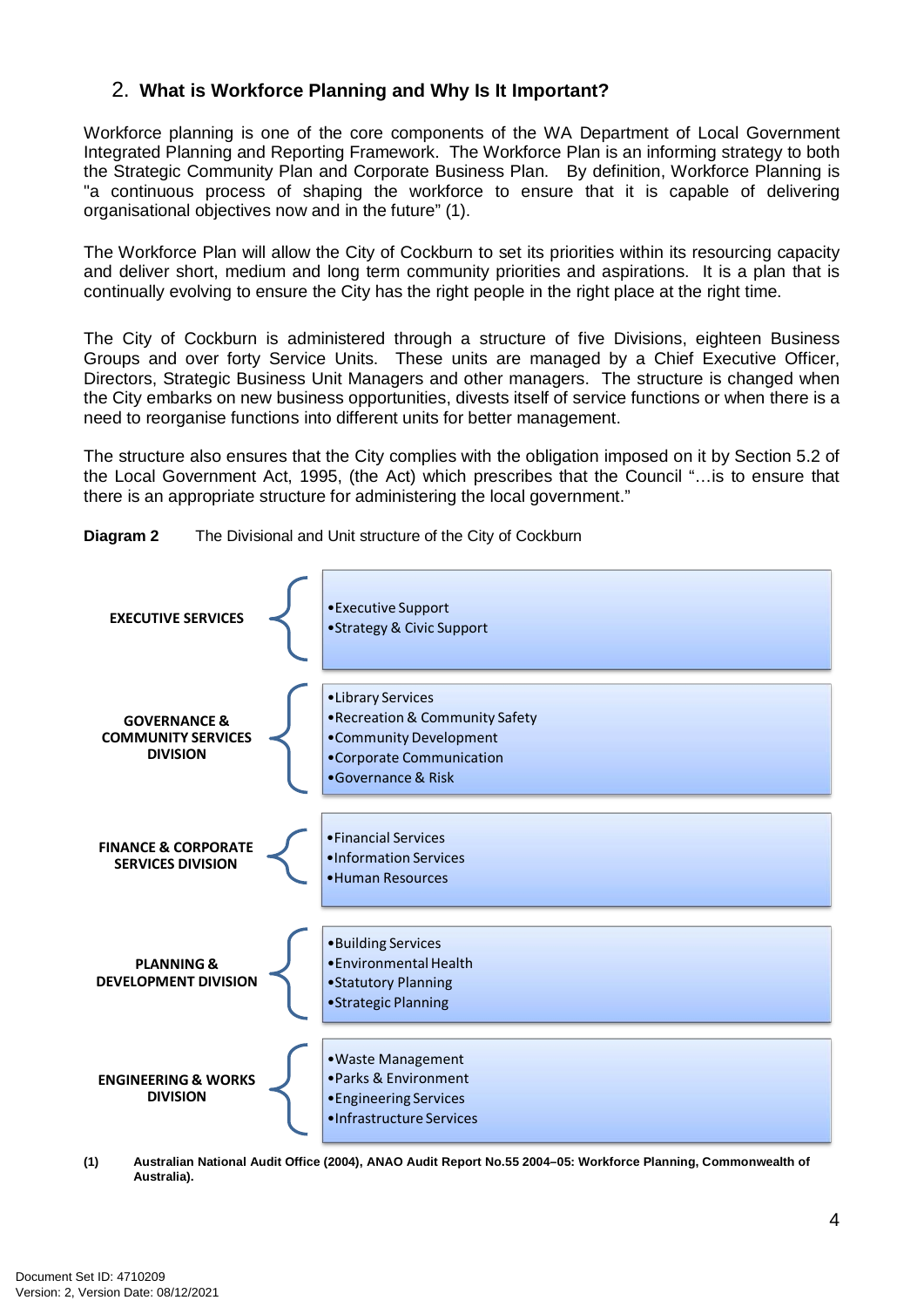## 2. What is Workforce Planning and Why Is It Important?

Workforce planning is one of the core components of the WA Department of Local Government Integrated Planning and Reporting Framework. The Workforce Plan is an informing strategy to both the Strategic Community Plan and Corporate Business Plan. By definition, Workforce Planning is "a continuous process of shaping the workforce to ensure that it is capable of delivering organisational objectives now and in the future" (1).

The Workforce Plan will allow the City of Cockburn to set its priorities within its resourcing capacity and deliver short, medium and long term community priorities and aspirations. It is a plan that is continually evolving to ensure the City has the right people in the right place at the right time.

The City of Cockburn is administered through a structure of five Divisions, eighteen Business Groups and over forty Service Units. These units are managed by a Chief Executive Officer, Directors, Strategic Business Unit Managers and other managers. The structure is changed when the City embarks on new business opportunities, divests itself of service functions or when there is a need to reorganise functions into different units for better management.

The structure also ensures that the City complies with the obligation imposed on it by Section 5.2 of the Local Government Act, 1995, (the Act) which prescribes that the Council "…is to ensure that there is an appropriate structure for administering the local government."

**Diagram 2** The Divisional and Unit structure of the City of Cockburn

**EXECUTIVE SERVICES**
- Executive Support
- Strategy & Civic Support

**GOVERNANCE & COMMUNITY SERVICES DIVISION**
- Library Services
- Recreation & Community Safety
- Community Development
- Corporate Communication
- Governance & Risk

**FINANCE & CORPORATE SERVICES DIVISION**
- Financial Services
- Information Services
- Human Resources

**PLANNING & DEVELOPMENT DIVISION**
- Building Services
- Environmental Health
- Statutory Planning
- Strategic Planning

**ENGINEERING & WORKS DIVISION**
- Waste Management
- Parks & Environment
- Engineering Services
- Infrastructure Services

**(1) Australian National Audit Office (2004), ANAO Audit Report No.55 2004–05: Workforce Planning, Commonwealth of Australia).**

Document Set ID: 4710209
Version: 2, Version Date: 08/12/2021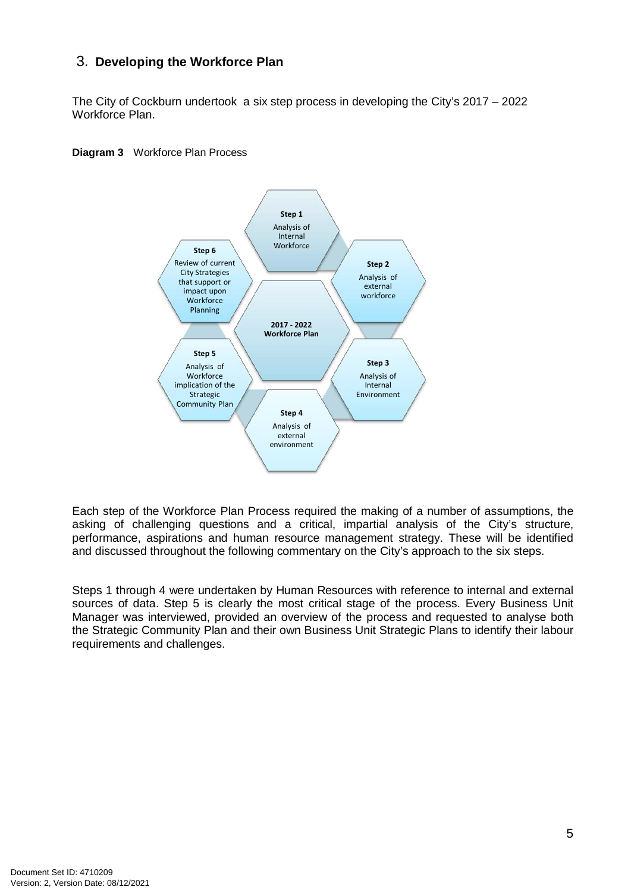## 3. Developing the Workforce Plan

The City of Cockburn undertook a six step process in developing the City's 2017 – 2022 Workforce Plan.

**Diagram 3** Workforce Plan Process

2017 - 2022
Workforce Plan

Step 1
Analysis of Internal Workforce

Step 2
Analysis of external workforce

Step 3
Analysis of Internal Environment

Step 4
Analysis of external environment

Step 5
Analysis of Workforce implication of the Strategic Community Plan

Step 6
Review of current City Strategies that support or impact upon Workforce Planning

Each step of the Workforce Plan Process required the making of a number of assumptions, the asking of challenging questions and a critical, impartial analysis of the City's structure, performance, aspirations and human resource management strategy. These will be identified and discussed throughout the following commentary on the City's approach to the six steps.

Steps 1 through 4 were undertaken by Human Resources with reference to internal and external sources of data. Step 5 is clearly the most critical stage of the process. Every Business Unit Manager was interviewed, provided an overview of the process and requested to analyse both the Strategic Community Plan and their own Business Unit Strategic Plans to identify their labour requirements and challenges.

Document Set ID: 4710209
Version: 2, Version Date: 08/12/2021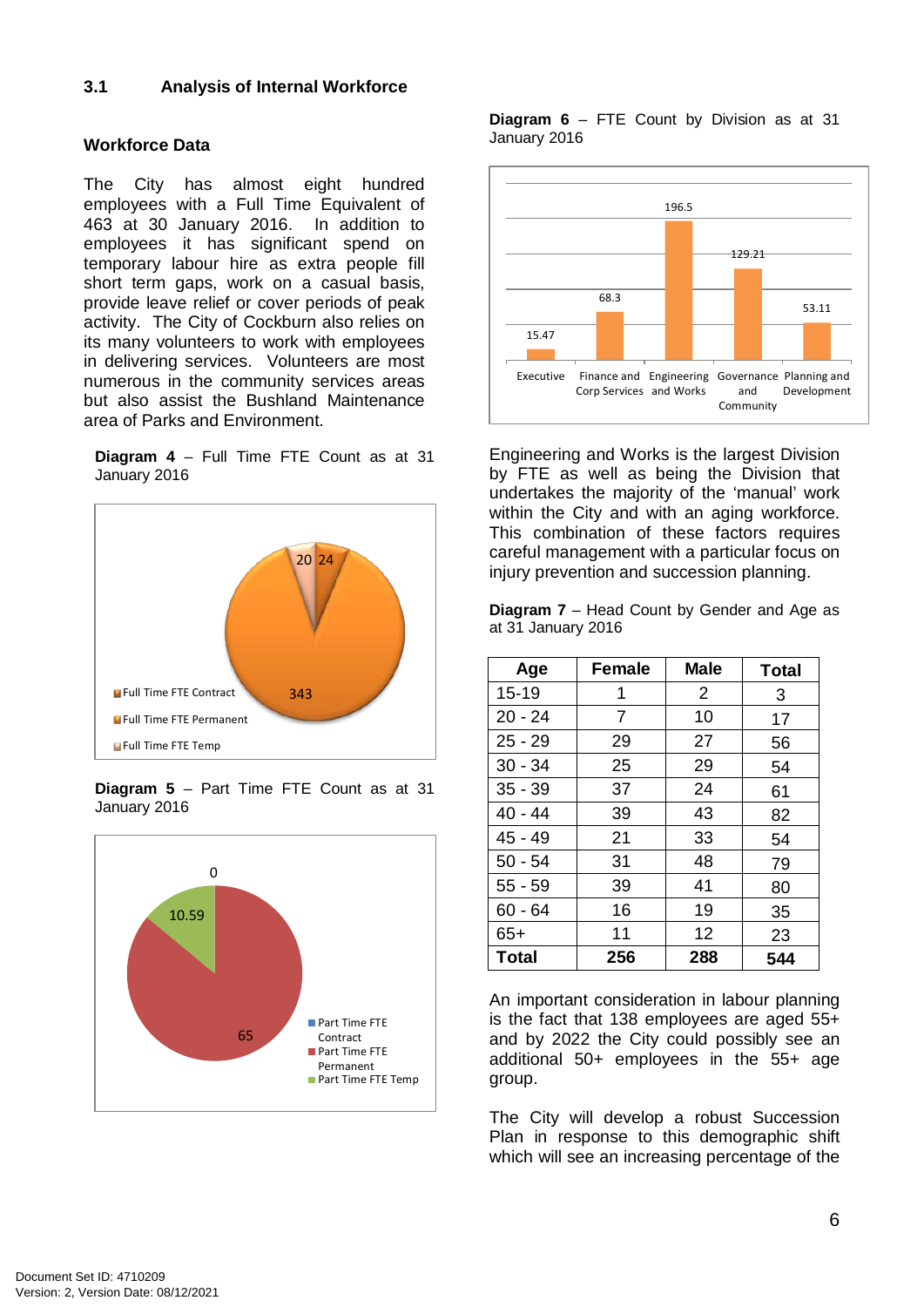## 3.1 Analysis of Internal Workforce

### Workforce Data

The City has almost eight hundred employees with a Full Time Equivalent of 463 at 30 January 2016. In addition to employees it has significant spend on temporary labour hire as extra people fill short term gaps, work on a casual basis, provide leave relief or cover periods of peak activity. The City of Cockburn also relies on its many volunteers to work with employees in delivering services. Volunteers are most numerous in the community services areas but also assist the Bushland Maintenance area of Parks and Environment.

**Diagram 4** – Full Time FTE Count as at 31 January 2016

20
24
343
Full Time FTE Contract
Full Time FTE Permanent
Full Time FTE Temp

**Diagram 5** – Part Time FTE Count as at 31 January 2016

0
10.59
65
Part Time FTE Contract
Part Time FTE Permanent
Part Time FTE Temp

**Diagram 6** – FTE Count by Division as at 31 January 2016

15.47
68.3
196.5
129.21
53.11
Executive
Finance and Corp Services
Engineering and Works
Governance and Community
Planning and Development

Engineering and Works is the largest Division by FTE as well as being the Division that undertakes the majority of the 'manual' work within the City and with an aging workforce. This combination of these factors requires careful management with a particular focus on injury prevention and succession planning.

**Diagram 7** – Head Count by Gender and Age as at 31 January 2016

| Age | Female | Male | Total |
|---|---|---|---|
| 15-19 | 1 | 2 | 3 |
| 20 - 24 | 7 | 10 | 17 |
| 25 - 29 | 29 | 27 | 56 |
| 30 - 34 | 25 | 29 | 54 |
| 35 - 39 | 37 | 24 | 61 |
| 40 - 44 | 39 | 43 | 82 |
| 45 - 49 | 21 | 33 | 54 |
| 50 - 54 | 31 | 48 | 79 |
| 55 - 59 | 39 | 41 | 80 |
| 60 - 64 | 16 | 19 | 35 |
| 65+ | 11 | 12 | 23 |
| **Total** | **256** | **288** | **544** |

An important consideration in labour planning is the fact that 138 employees are aged 55+ and by 2022 the City could possibly see an additional 50+ employees in the 55+ age group.

The City will develop a robust Succession Plan in response to this demographic shift which will see an increasing percentage of the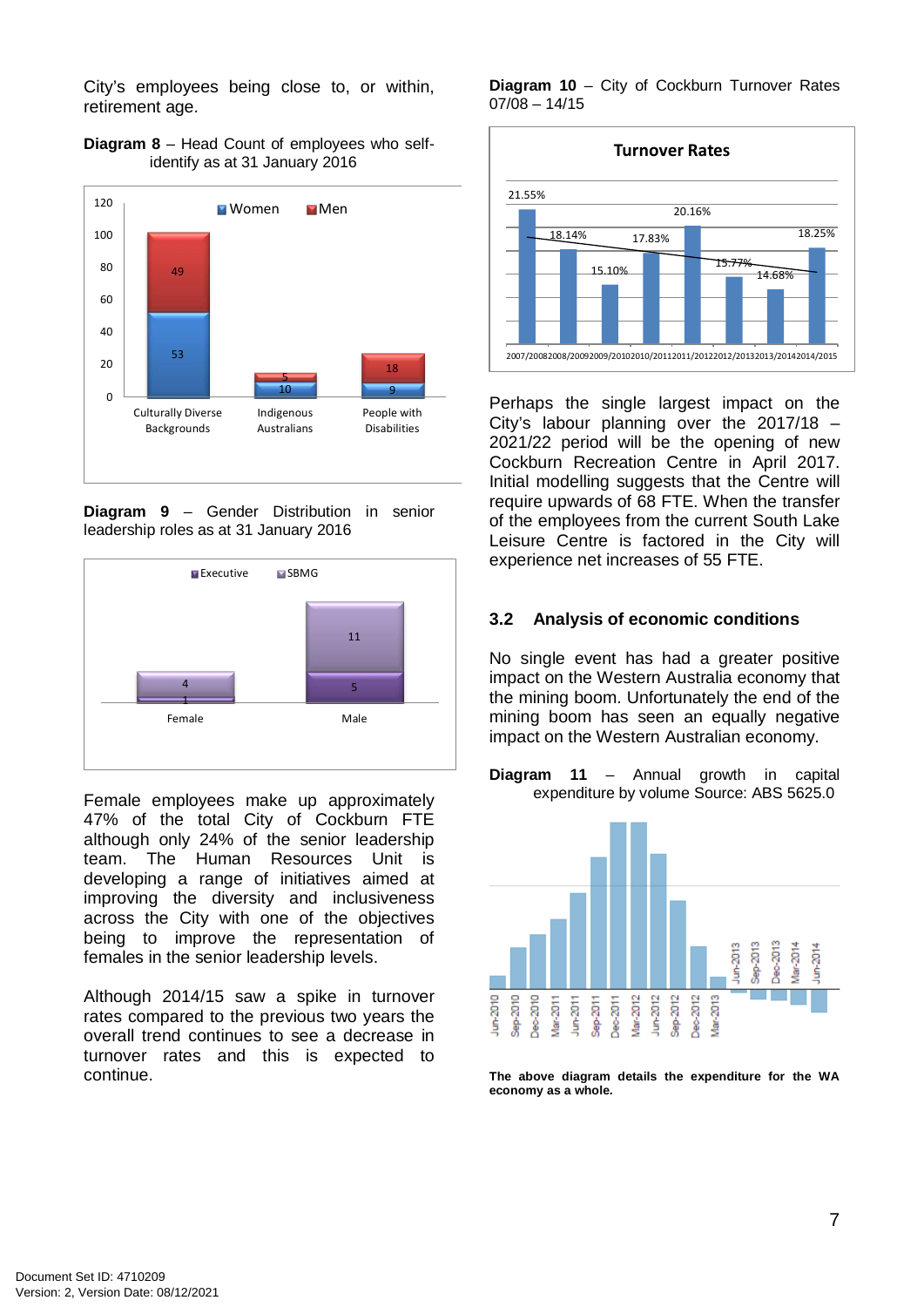City's employees being close to, or within, retirement age.

**Diagram 8** – Head Count of employees who self-identify as at 31 January 2016

| | Women | Men |
|---|---|---|
| Culturally Diverse Backgrounds | 53 | 49 |
| Indigenous Australians | 10 | 5 |
| People with Disabilities | 9 | 18 |

**Diagram 9** – Gender Distribution in senior leadership roles as at 31 January 2016

| | Executive | SBMG |
|---|---|---|
| Female | 1 | 4 |
| Male | 5 | 11 |

Female employees make up approximately 47% of the total City of Cockburn FTE although only 24% of the senior leadership team. The Human Resources Unit is developing a range of initiatives aimed at improving the diversity and inclusiveness across the City with one of the objectives being to improve the representation of females in the senior leadership levels.

Although 2014/15 saw a spike in turnover rates compared to the previous two years the overall trend continues to see a decrease in turnover rates and this is expected to continue.

**Diagram 10** – City of Cockburn Turnover Rates 07/08 – 14/15

Turnover Rates

| Year | Turnover Rate |
|---|---|
| 2007/2008 | 21.55% |
| 2008/2009 | 18.14% |
| 2009/2010 | 15.10% |
| 2010/2011 | 17.83% |
| 2011/2012 | 20.16% |
| 2012/2013 | 15.77% |
| 2013/2014 | 14.68% |
| 2014/2015 | 18.25% |

Perhaps the single largest impact on the City's labour planning over the 2017/18 – 2021/22 period will be the opening of new Cockburn Recreation Centre in April 2017. Initial modelling suggests that the Centre will require upwards of 68 FTE. When the transfer of the employees from the current South Lake Leisure Centre is factored in the City will experience net increases of 55 FTE.

### 3.2 Analysis of economic conditions

No single event has had a greater positive impact on the Western Australia economy that the mining boom. Unfortunately the end of the mining boom has seen an equally negative impact on the Western Australian economy.

**Diagram 11** – Annual growth in capital expenditure by volume Source: ABS 5625.0

**The above diagram details the expenditure for the WA economy as a whole.**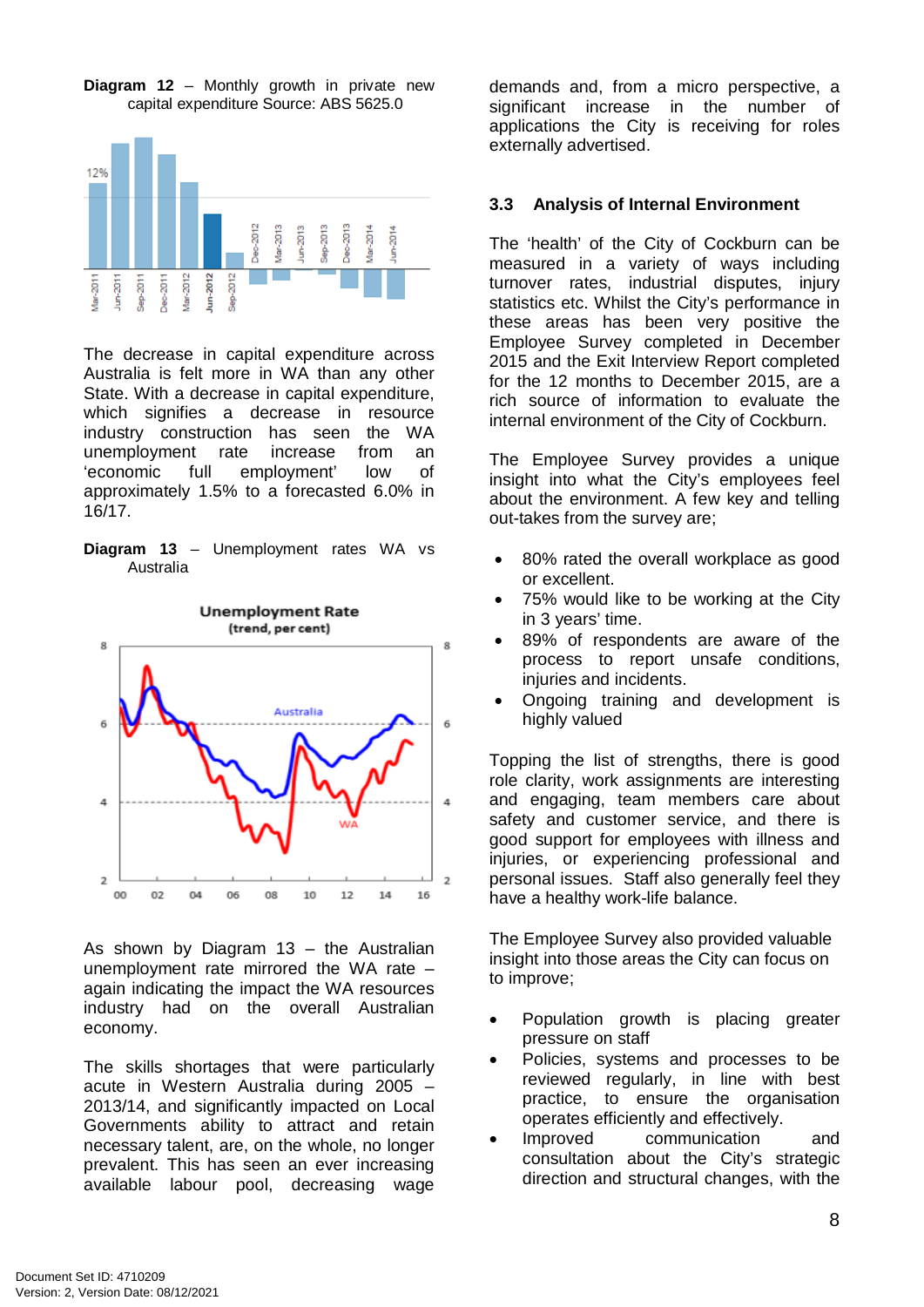**Diagram 12** – Monthly growth in private new capital expenditure Source: ABS 5625.0

12%

Mar-2011
Jun-2011
Sep-2011
Dec-2011
Mar-2012
Jun-2012
Sep-2012
Dec-2012
Mar-2013
Jun-2013
Sep-2013
Dec-2013
Mar-2014
Jun-2014

The decrease in capital expenditure across Australia is felt more in WA than any other State. With a decrease in capital expenditure, which signifies a decrease in resource industry construction has seen the WA unemployment rate increase from an 'economic full employment' low of approximately 1.5% to a forecasted 6.0% in 16/17.

**Diagram 13** – Unemployment rates WA vs Australia

Unemployment Rate
(trend, per cent)

Australia

WA

8
6
4
2

00 02 04 06 08 10 12 14 16

As shown by Diagram 13 – the Australian unemployment rate mirrored the WA rate – again indicating the impact the WA resources industry had on the overall Australian economy.

The skills shortages that were particularly acute in Western Australia during 2005 – 2013/14, and significantly impacted on Local Governments ability to attract and retain necessary talent, are, on the whole, no longer prevalent. This has seen an ever increasing available labour pool, decreasing wage demands and, from a micro perspective, a significant increase in the number of applications the City is receiving for roles externally advertised.

### 3.3 Analysis of Internal Environment

The 'health' of the City of Cockburn can be measured in a variety of ways including turnover rates, industrial disputes, injury statistics etc. Whilst the City's performance in these areas has been very positive the Employee Survey completed in December 2015 and the Exit Interview Report completed for the 12 months to December 2015, are a rich source of information to evaluate the internal environment of the City of Cockburn.

The Employee Survey provides a unique insight into what the City's employees feel about the environment. A few key and telling out-takes from the survey are;

- 80% rated the overall workplace as good or excellent.
- 75% would like to be working at the City in 3 years' time.
- 89% of respondents are aware of the process to report unsafe conditions, injuries and incidents.
- Ongoing training and development is highly valued

Topping the list of strengths, there is good role clarity, work assignments are interesting and engaging, team members care about safety and customer service, and there is good support for employees with illness and injuries, or experiencing professional and personal issues. Staff also generally feel they have a healthy work-life balance.

The Employee Survey also provided valuable insight into those areas the City can focus on to improve;

- Population growth is placing greater pressure on staff
- Policies, systems and processes to be reviewed regularly, in line with best practice, to ensure the organisation operates efficiently and effectively.
- Improved communication and consultation about the City's strategic direction and structural changes, with the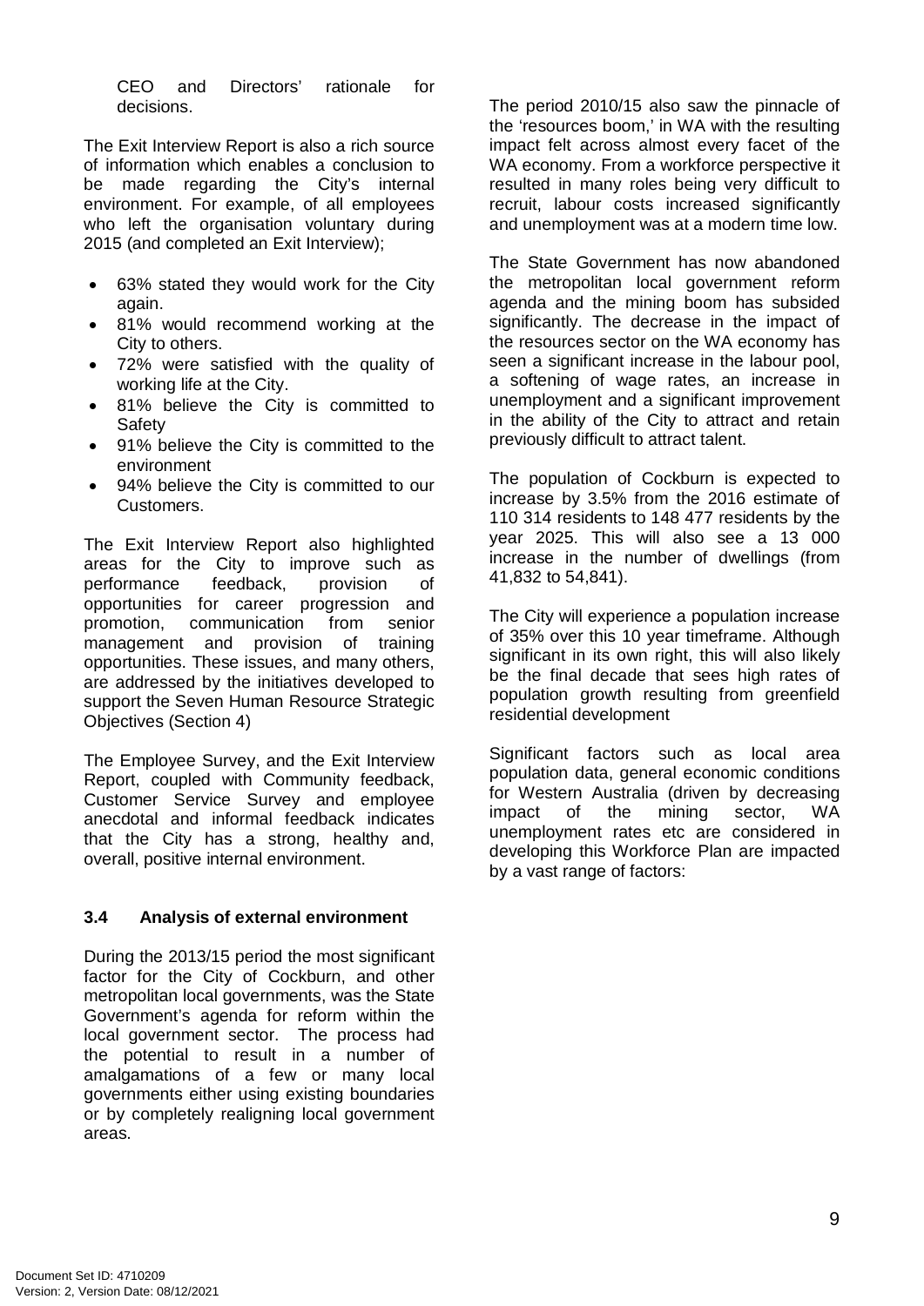CEO and Directors' rationale for decisions.

The Exit Interview Report is also a rich source of information which enables a conclusion to be made regarding the City's internal environment. For example, of all employees who left the organisation voluntary during 2015 (and completed an Exit Interview);

- 63% stated they would work for the City again.
- 81% would recommend working at the City to others.
- 72% were satisfied with the quality of working life at the City.
- 81% believe the City is committed to Safety
- 91% believe the City is committed to the environment
- 94% believe the City is committed to our Customers.

The Exit Interview Report also highlighted areas for the City to improve such as performance feedback, provision of opportunities for career progression and promotion, communication from senior management and provision of training opportunities. These issues, and many others, are addressed by the initiatives developed to support the Seven Human Resource Strategic Objectives (Section 4)

The Employee Survey, and the Exit Interview Report, coupled with Community feedback, Customer Service Survey and employee anecdotal and informal feedback indicates that the City has a strong, healthy and, overall, positive internal environment.

### 3.4 Analysis of external environment

During the 2013/15 period the most significant factor for the City of Cockburn, and other metropolitan local governments, was the State Government's agenda for reform within the local government sector. The process had the potential to result in a number of amalgamations of a few or many local governments either using existing boundaries or by completely realigning local government areas.

The period 2010/15 also saw the pinnacle of the 'resources boom,' in WA with the resulting impact felt across almost every facet of the WA economy. From a workforce perspective it resulted in many roles being very difficult to recruit, labour costs increased significantly and unemployment was at a modern time low.

The State Government has now abandoned the metropolitan local government reform agenda and the mining boom has subsided significantly. The decrease in the impact of the resources sector on the WA economy has seen a significant increase in the labour pool, a softening of wage rates, an increase in unemployment and a significant improvement in the ability of the City to attract and retain previously difficult to attract talent.

The population of Cockburn is expected to increase by 3.5% from the 2016 estimate of 110 314 residents to 148 477 residents by the year 2025. This will also see a 13 000 increase in the number of dwellings (from 41,832 to 54,841).

The City will experience a population increase of 35% over this 10 year timeframe. Although significant in its own right, this will also likely be the final decade that sees high rates of population growth resulting from greenfield residential development

Significant factors such as local area population data, general economic conditions for Western Australia (driven by decreasing impact of the mining sector, WA unemployment rates etc are considered in developing this Workforce Plan are impacted by a vast range of factors:

Document Set ID: 4710209
Version: 2, Version Date: 08/12/2021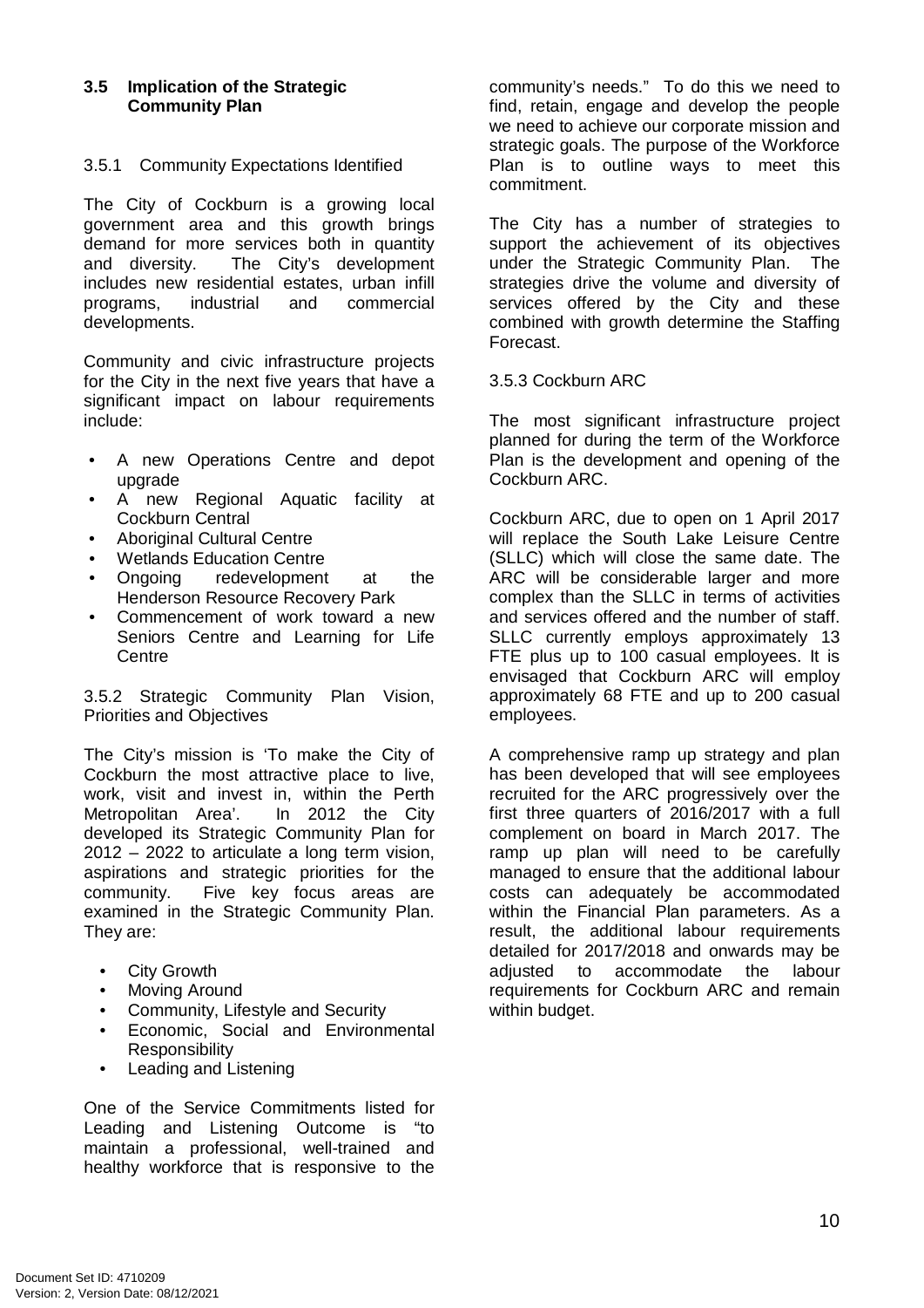### 3.5 Implication of the Strategic Community Plan

#### 3.5.1 Community Expectations Identified

The City of Cockburn is a growing local government area and this growth brings demand for more services both in quantity and diversity. The City's development includes new residential estates, urban infill programs, industrial and commercial developments.

Community and civic infrastructure projects for the City in the next five years that have a significant impact on labour requirements include:

- A new Operations Centre and depot upgrade
- A new Regional Aquatic facility at Cockburn Central
- Aboriginal Cultural Centre
- Wetlands Education Centre
- Ongoing redevelopment at the Henderson Resource Recovery Park
- Commencement of work toward a new Seniors Centre and Learning for Life Centre

#### 3.5.2 Strategic Community Plan Vision, Priorities and Objectives

The City's mission is 'To make the City of Cockburn the most attractive place to live, work, visit and invest in, within the Perth Metropolitan Area'. In 2012 the City developed its Strategic Community Plan for 2012 – 2022 to articulate a long term vision, aspirations and strategic priorities for the community. Five key focus areas are examined in the Strategic Community Plan. They are:

- City Growth
- Moving Around
- Community, Lifestyle and Security
- Economic, Social and Environmental Responsibility
- Leading and Listening

One of the Service Commitments listed for Leading and Listening Outcome is "to maintain a professional, well-trained and healthy workforce that is responsive to the community's needs." To do this we need to find, retain, engage and develop the people we need to achieve our corporate mission and strategic goals. The purpose of the Workforce Plan is to outline ways to meet this commitment.

The City has a number of strategies to support the achievement of its objectives under the Strategic Community Plan. The strategies drive the volume and diversity of services offered by the City and these combined with growth determine the Staffing Forecast.

#### 3.5.3 Cockburn ARC

The most significant infrastructure project planned for during the term of the Workforce Plan is the development and opening of the Cockburn ARC.

Cockburn ARC, due to open on 1 April 2017 will replace the South Lake Leisure Centre (SLLC) which will close the same date. The ARC will be considerable larger and more complex than the SLLC in terms of activities and services offered and the number of staff. SLLC currently employs approximately 13 FTE plus up to 100 casual employees. It is envisaged that Cockburn ARC will employ approximately 68 FTE and up to 200 casual employees.

A comprehensive ramp up strategy and plan has been developed that will see employees recruited for the ARC progressively over the first three quarters of 2016/2017 with a full complement on board in March 2017. The ramp up plan will need to be carefully managed to ensure that the additional labour costs can adequately be accommodated within the Financial Plan parameters. As a result, the additional labour requirements detailed for 2017/2018 and onwards may be adjusted to accommodate the labour requirements for Cockburn ARC and remain within budget.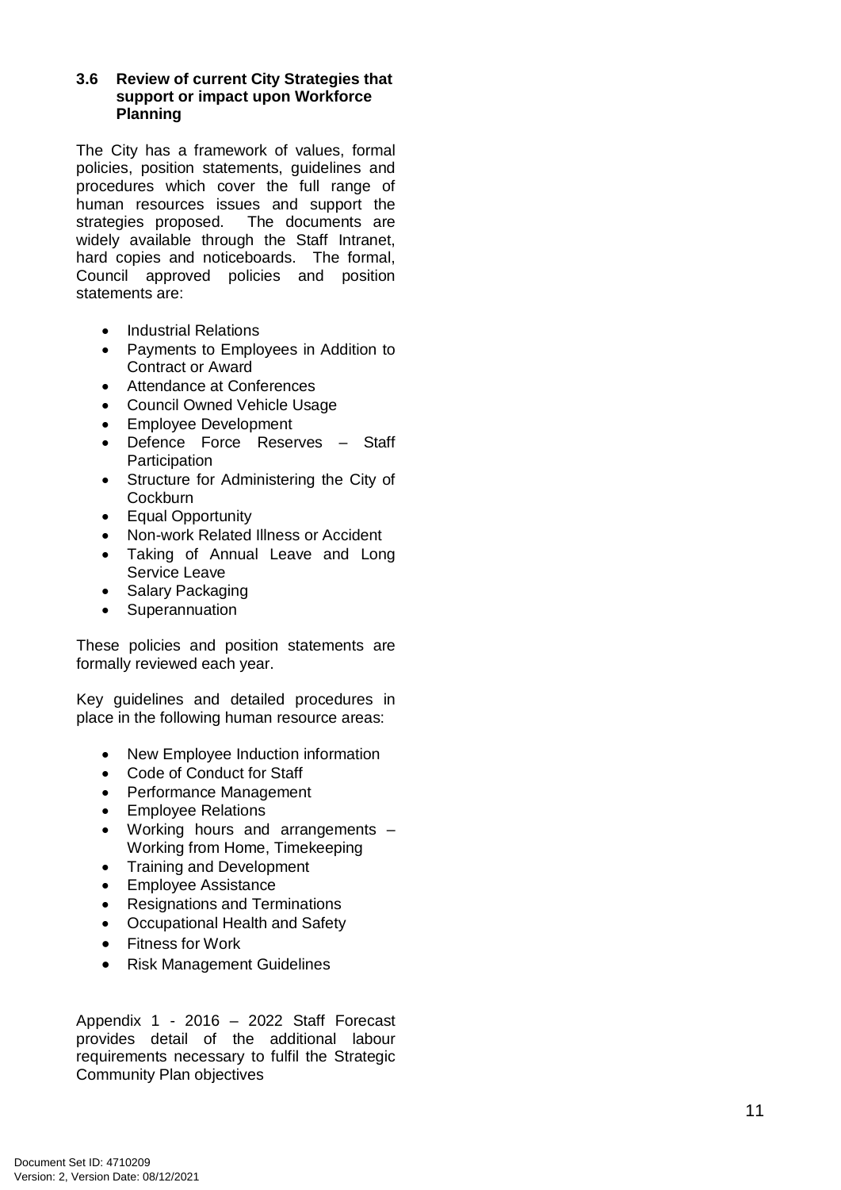### 3.6 Review of current City Strategies that support or impact upon Workforce Planning

The City has a framework of values, formal policies, position statements, guidelines and procedures which cover the full range of human resources issues and support the strategies proposed. The documents are widely available through the Staff Intranet, hard copies and noticeboards. The formal, Council approved policies and position statements are:

- Industrial Relations
- Payments to Employees in Addition to Contract or Award
- Attendance at Conferences
- Council Owned Vehicle Usage
- Employee Development
- Defence Force Reserves – Staff Participation
- Structure for Administering the City of Cockburn
- Equal Opportunity
- Non-work Related Illness or Accident
- Taking of Annual Leave and Long Service Leave
- Salary Packaging
- Superannuation

These policies and position statements are formally reviewed each year.

Key guidelines and detailed procedures in place in the following human resource areas:

- New Employee Induction information
- Code of Conduct for Staff
- Performance Management
- Employee Relations
- Working hours and arrangements – Working from Home, Timekeeping
- Training and Development
- Employee Assistance
- Resignations and Terminations
- Occupational Health and Safety
- Fitness for Work
- Risk Management Guidelines

Appendix 1 - 2016 – 2022 Staff Forecast provides detail of the additional labour requirements necessary to fulfil the Strategic Community Plan objectives

Document Set ID: 4710209
Version: 2, Version Date: 08/12/2021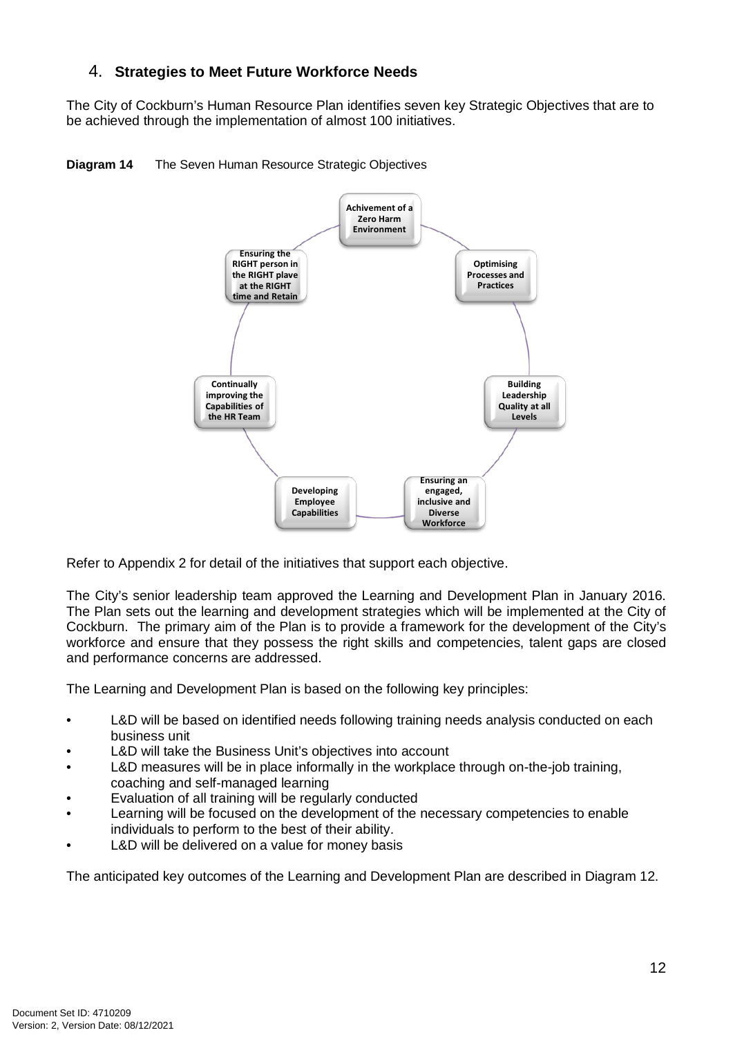## 4. **Strategies to Meet Future Workforce Needs**

The City of Cockburn's Human Resource Plan identifies seven key Strategic Objectives that are to be achieved through the implementation of almost 100 initiatives.

**Diagram 14** The Seven Human Resource Strategic Objectives

Achivement of a Zero Harm Environment

Optimising Processes and Practices

Building Leadership Quality at all Levels

Ensuring an engaged, inclusive and Diverse Workforce

Developing Employee Capabilities

Continually improving the Capabilities of the HR Team

Ensuring the RIGHT person in the RIGHT plave at the RIGHT time and Retain

Refer to Appendix 2 for detail of the initiatives that support each objective.

The City's senior leadership team approved the Learning and Development Plan in January 2016. The Plan sets out the learning and development strategies which will be implemented at the City of Cockburn. The primary aim of the Plan is to provide a framework for the development of the City's workforce and ensure that they possess the right skills and competencies, talent gaps are closed and performance concerns are addressed.

The Learning and Development Plan is based on the following key principles:

- L&D will be based on identified needs following training needs analysis conducted on each business unit
- L&D will take the Business Unit's objectives into account
- L&D measures will be in place informally in the workplace through on-the-job training, coaching and self-managed learning
- Evaluation of all training will be regularly conducted
- Learning will be focused on the development of the necessary competencies to enable individuals to perform to the best of their ability.
- L&D will be delivered on a value for money basis

The anticipated key outcomes of the Learning and Development Plan are described in Diagram 12.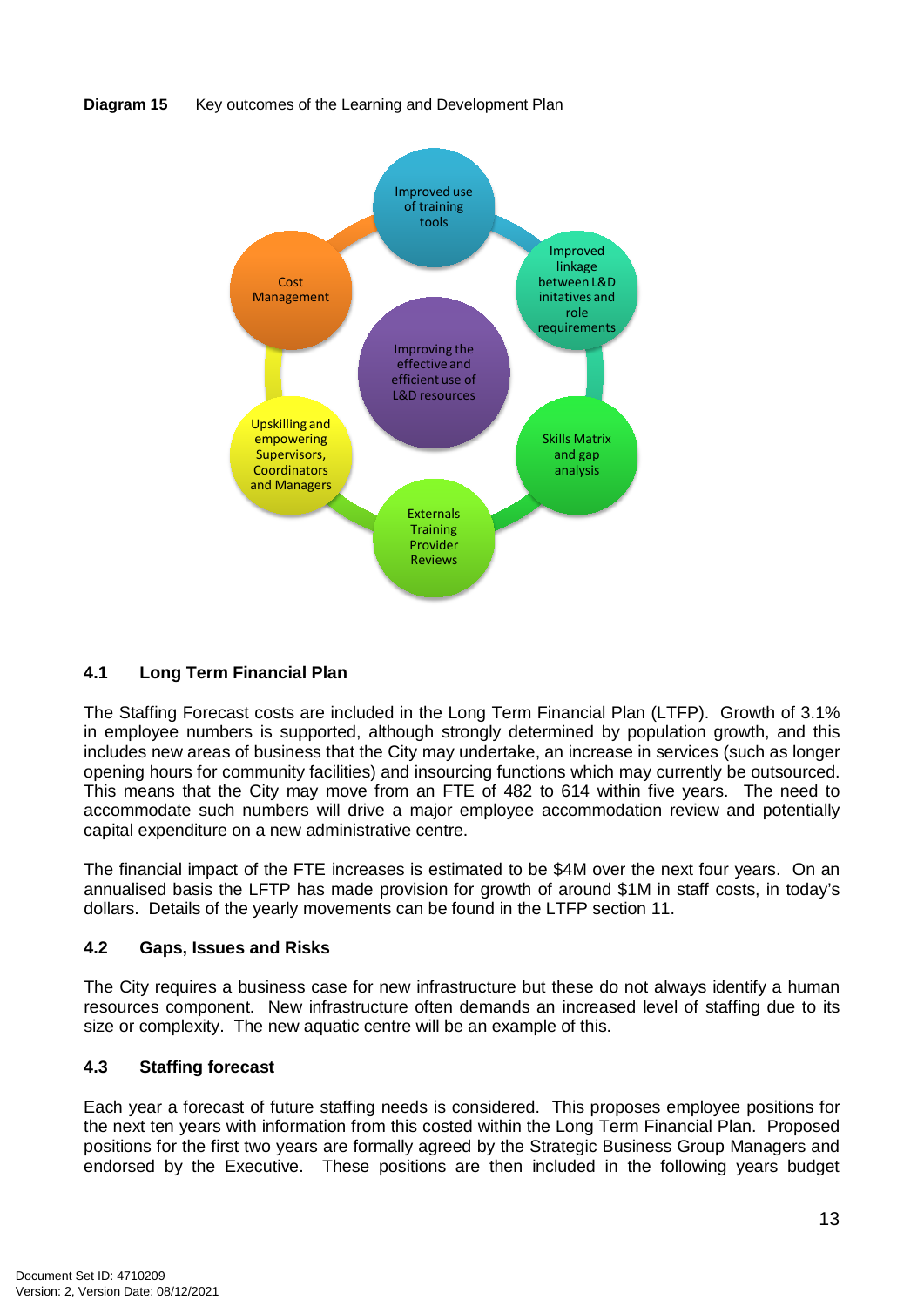**Diagram 15** Key outcomes of the Learning and Development Plan

Improving the effective and efficient use of L&D resources

Improved use of training tools

Improved linkage between L&D initatives and role requirements

Skills Matrix and gap analysis

Externals Training Provider Reviews

Upskilling and empowering Supervisors, Coordinators and Managers

Cost Management

### 4.1 Long Term Financial Plan

The Staffing Forecast costs are included in the Long Term Financial Plan (LTFP). Growth of 3.1% in employee numbers is supported, although strongly determined by population growth, and this includes new areas of business that the City may undertake, an increase in services (such as longer opening hours for community facilities) and insourcing functions which may currently be outsourced. This means that the City may move from an FTE of 482 to 614 within five years. The need to accommodate such numbers will drive a major employee accommodation review and potentially capital expenditure on a new administrative centre.

The financial impact of the FTE increases is estimated to be $4M over the next four years. On an annualised basis the LFTP has made provision for growth of around $1M in staff costs, in today's dollars. Details of the yearly movements can be found in the LTFP section 11.

### 4.2 Gaps, Issues and Risks

The City requires a business case for new infrastructure but these do not always identify a human resources component. New infrastructure often demands an increased level of staffing due to its size or complexity. The new aquatic centre will be an example of this.

### 4.3 Staffing forecast

Each year a forecast of future staffing needs is considered. This proposes employee positions for the next ten years with information from this costed within the Long Term Financial Plan. Proposed positions for the first two years are formally agreed by the Strategic Business Group Managers and endorsed by the Executive. These positions are then included in the following years budget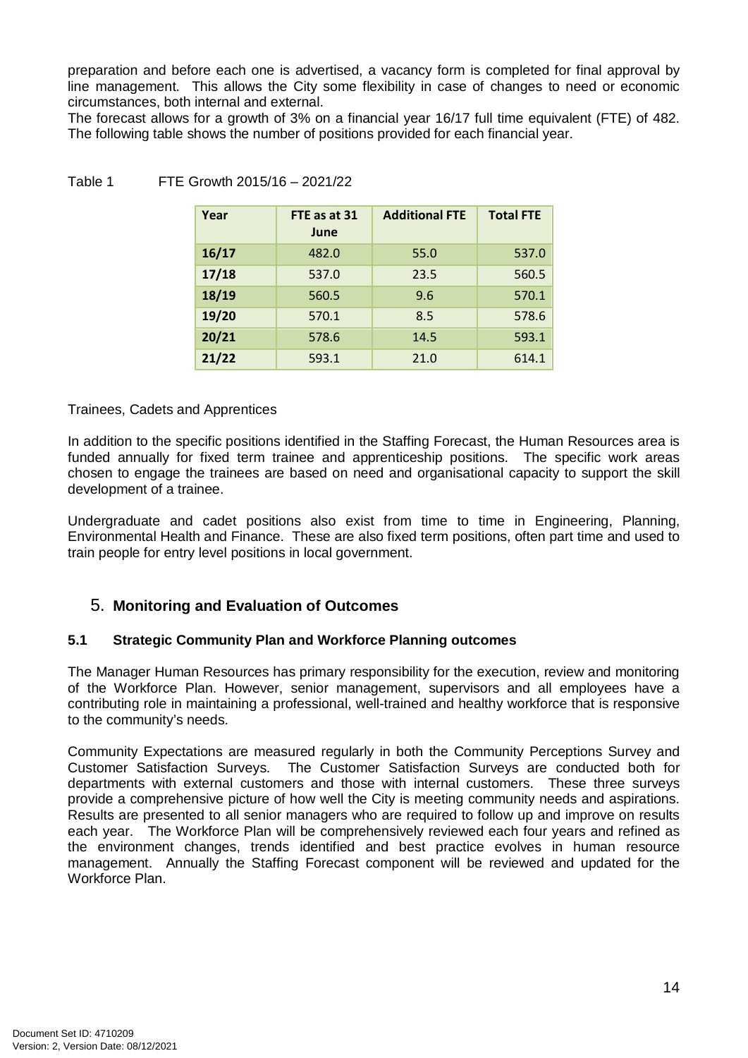preparation and before each one is advertised, a vacancy form is completed for final approval by line management. This allows the City some flexibility in case of changes to need or economic circumstances, both internal and external.
The forecast allows for a growth of 3% on a financial year 16/17 full time equivalent (FTE) of 482. The following table shows the number of positions provided for each financial year.

Table 1 FTE Growth 2015/16 – 2021/22

| Year | FTE as at 31 June | Additional FTE | Total FTE |
|---|---|---|---|
| 16/17 | 482.0 | 55.0 | 537.0 |
| 17/18 | 537.0 | 23.5 | 560.5 |
| 18/19 | 560.5 | 9.6 | 570.1 |
| 19/20 | 570.1 | 8.5 | 578.6 |
| 20/21 | 578.6 | 14.5 | 593.1 |
| 21/22 | 593.1 | 21.0 | 614.1 |

Trainees, Cadets and Apprentices

In addition to the specific positions identified in the Staffing Forecast, the Human Resources area is funded annually for fixed term trainee and apprenticeship positions. The specific work areas chosen to engage the trainees are based on need and organisational capacity to support the skill development of a trainee.

Undergraduate and cadet positions also exist from time to time in Engineering, Planning, Environmental Health and Finance. These are also fixed term positions, often part time and used to train people for entry level positions in local government.

## 5. Monitoring and Evaluation of Outcomes

### 5.1 Strategic Community Plan and Workforce Planning outcomes

The Manager Human Resources has primary responsibility for the execution, review and monitoring of the Workforce Plan. However, senior management, supervisors and all employees have a contributing role in maintaining a professional, well-trained and healthy workforce that is responsive to the community's needs.

Community Expectations are measured regularly in both the Community Perceptions Survey and Customer Satisfaction Surveys. The Customer Satisfaction Surveys are conducted both for departments with external customers and those with internal customers. These three surveys provide a comprehensive picture of how well the City is meeting community needs and aspirations. Results are presented to all senior managers who are required to follow up and improve on results each year. The Workforce Plan will be comprehensively reviewed each four years and refined as the environment changes, trends identified and best practice evolves in human resource management. Annually the Staffing Forecast component will be reviewed and updated for the Workforce Plan.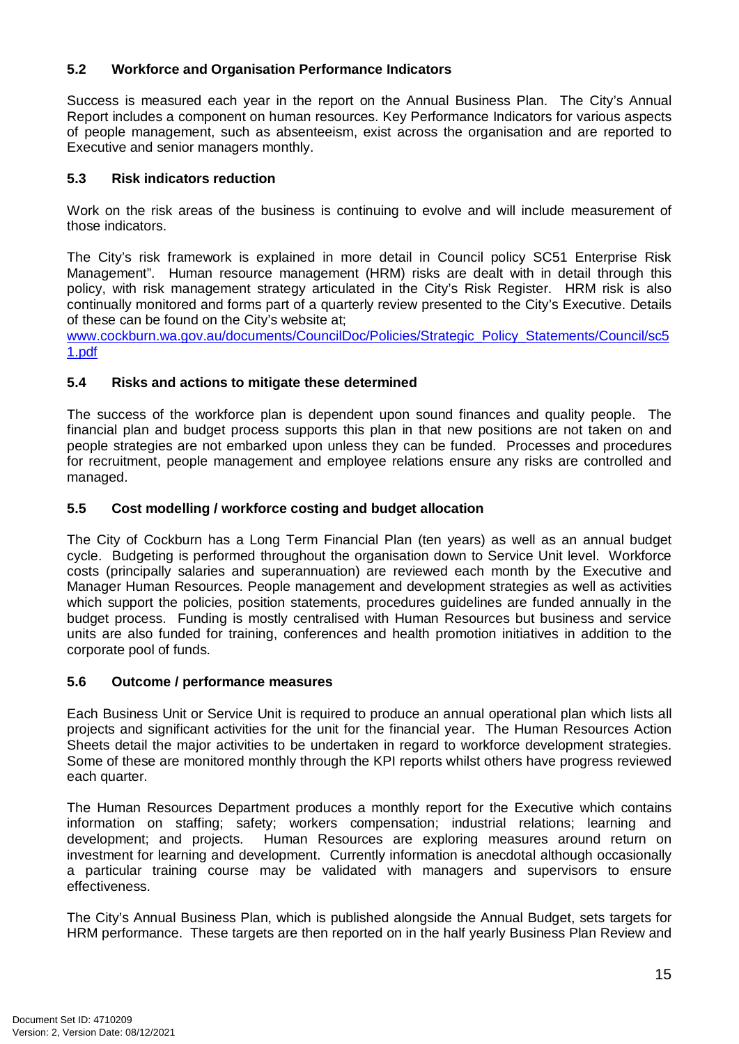### 5.2 Workforce and Organisation Performance Indicators

Success is measured each year in the report on the Annual Business Plan. The City's Annual Report includes a component on human resources. Key Performance Indicators for various aspects of people management, such as absenteeism, exist across the organisation and are reported to Executive and senior managers monthly.

### 5.3 Risk indicators reduction

Work on the risk areas of the business is continuing to evolve and will include measurement of those indicators.

The City's risk framework is explained in more detail in Council policy SC51 Enterprise Risk Management". Human resource management (HRM) risks are dealt with in detail through this policy, with risk management strategy articulated in the City's Risk Register. HRM risk is also continually monitored and forms part of a quarterly review presented to the City's Executive. Details of these can be found on the City's website at;
[www.cockburn.wa.gov.au/documents/CouncilDoc/Policies/Strategic_Policy_Statements/Council/sc51.pdf](www.cockburn.wa.gov.au/documents/CouncilDoc/Policies/Strategic_Policy_Statements/Council/sc51.pdf)

### 5.4 Risks and actions to mitigate these determined

The success of the workforce plan is dependent upon sound finances and quality people. The financial plan and budget process supports this plan in that new positions are not taken on and people strategies are not embarked upon unless they can be funded. Processes and procedures for recruitment, people management and employee relations ensure any risks are controlled and managed.

### 5.5 Cost modelling / workforce costing and budget allocation

The City of Cockburn has a Long Term Financial Plan (ten years) as well as an annual budget cycle. Budgeting is performed throughout the organisation down to Service Unit level. Workforce costs (principally salaries and superannuation) are reviewed each month by the Executive and Manager Human Resources. People management and development strategies as well as activities which support the policies, position statements, procedures guidelines are funded annually in the budget process. Funding is mostly centralised with Human Resources but business and service units are also funded for training, conferences and health promotion initiatives in addition to the corporate pool of funds.

### 5.6 Outcome / performance measures

Each Business Unit or Service Unit is required to produce an annual operational plan which lists all projects and significant activities for the unit for the financial year. The Human Resources Action Sheets detail the major activities to be undertaken in regard to workforce development strategies. Some of these are monitored monthly through the KPI reports whilst others have progress reviewed each quarter.

The Human Resources Department produces a monthly report for the Executive which contains information on staffing; safety; workers compensation; industrial relations; learning and development; and projects. Human Resources are exploring measures around return on investment for learning and development. Currently information is anecdotal although occasionally a particular training course may be validated with managers and supervisors to ensure effectiveness.

The City's Annual Business Plan, which is published alongside the Annual Budget, sets targets for HRM performance. These targets are then reported on in the half yearly Business Plan Review and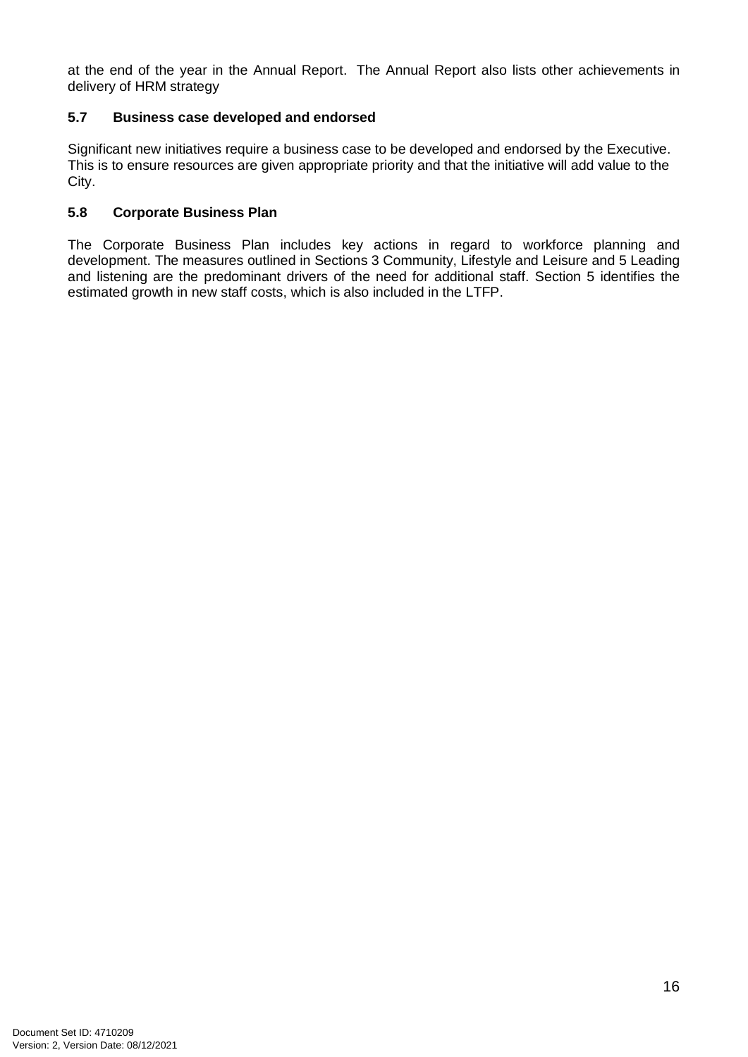at the end of the year in the Annual Report. The Annual Report also lists other achievements in delivery of HRM strategy

### 5.7 Business case developed and endorsed

Significant new initiatives require a business case to be developed and endorsed by the Executive. This is to ensure resources are given appropriate priority and that the initiative will add value to the City.

### 5.8 Corporate Business Plan

The Corporate Business Plan includes key actions in regard to workforce planning and development. The measures outlined in Sections 3 Community, Lifestyle and Leisure and 5 Leading and listening are the predominant drivers of the need for additional staff. Section 5 identifies the estimated growth in new staff costs, which is also included in the LTFP.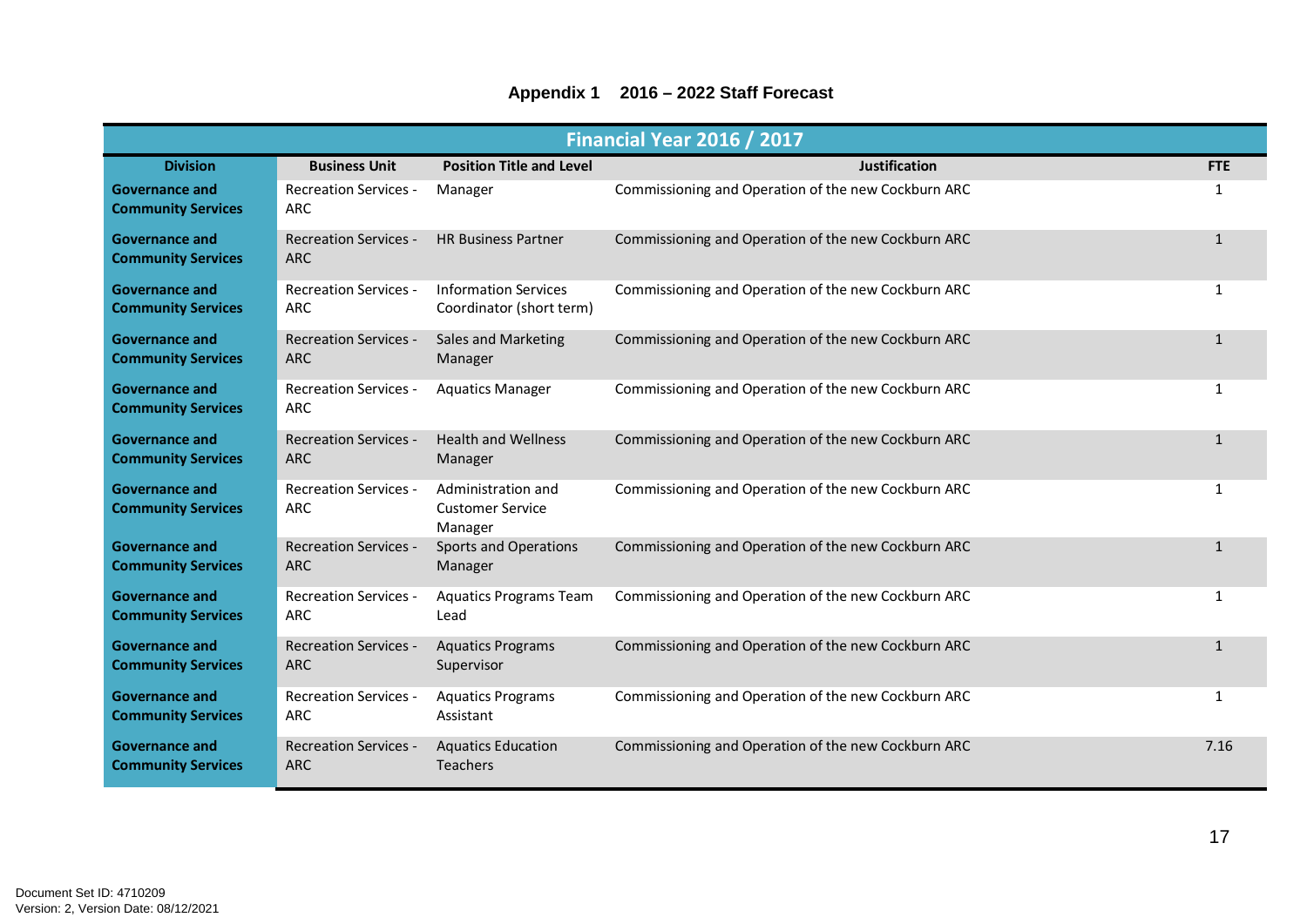**Appendix 1 2016 – 2022 Staff Forecast**

| Financial Year 2016 / 2017 | | | | |
|---|---|---|---|---|
| **Division** | **Business Unit** | **Position Title and Level** | **Justification** | **FTE** |
| **Governance and Community Services** | Recreation Services - ARC | Manager | Commissioning and Operation of the new Cockburn ARC | 1 |
| **Governance and Community Services** | Recreation Services - ARC | HR Business Partner | Commissioning and Operation of the new Cockburn ARC | 1 |
| **Governance and Community Services** | Recreation Services - ARC | Information Services Coordinator (short term) | Commissioning and Operation of the new Cockburn ARC | 1 |
| **Governance and Community Services** | Recreation Services - ARC | Sales and Marketing Manager | Commissioning and Operation of the new Cockburn ARC | 1 |
| **Governance and Community Services** | Recreation Services - ARC | Aquatics Manager | Commissioning and Operation of the new Cockburn ARC | 1 |
| **Governance and Community Services** | Recreation Services - ARC | Health and Wellness Manager | Commissioning and Operation of the new Cockburn ARC | 1 |
| **Governance and Community Services** | Recreation Services - ARC | Administration and Customer Service Manager | Commissioning and Operation of the new Cockburn ARC | 1 |
| **Governance and Community Services** | Recreation Services - ARC | Sports and Operations Manager | Commissioning and Operation of the new Cockburn ARC | 1 |
| **Governance and Community Services** | Recreation Services - ARC | Aquatics Programs Team Lead | Commissioning and Operation of the new Cockburn ARC | 1 |
| **Governance and Community Services** | Recreation Services - ARC | Aquatics Programs Supervisor | Commissioning and Operation of the new Cockburn ARC | 1 |
| **Governance and Community Services** | Recreation Services - ARC | Aquatics Programs Assistant | Commissioning and Operation of the new Cockburn ARC | 1 |
| **Governance and Community Services** | Recreation Services - ARC | Aquatics Education Teachers | Commissioning and Operation of the new Cockburn ARC | 7.16 |

Document Set ID: 4710209
Version: 2, Version Date: 08/12/2021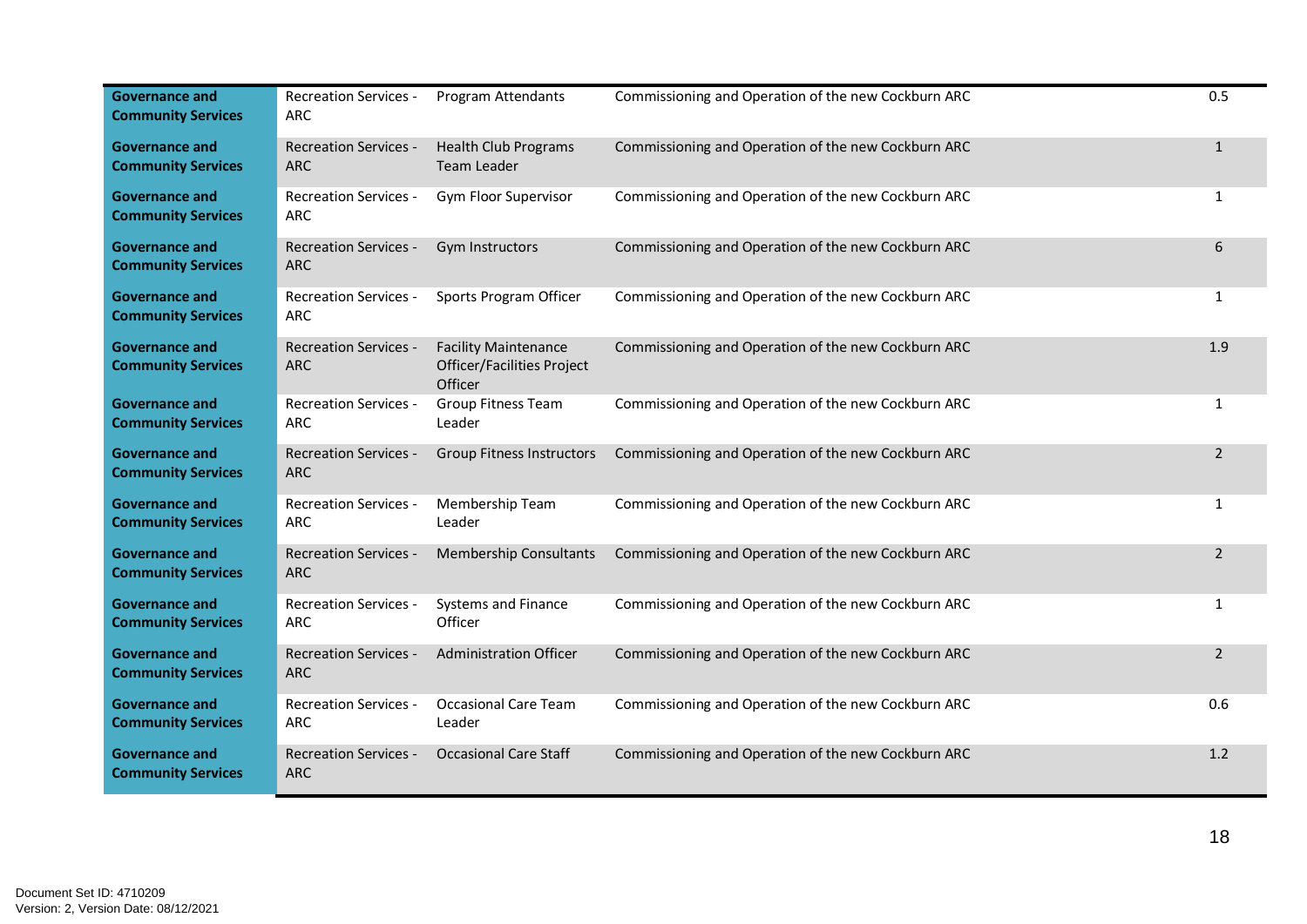| | | | | |
|---|---|---|---|---|
| **Governance and Community Services** | Recreation Services - ARC | Program Attendants | Commissioning and Operation of the new Cockburn ARC | 0.5 |
| **Governance and Community Services** | Recreation Services - ARC | Health Club Programs Team Leader | Commissioning and Operation of the new Cockburn ARC | 1 |
| **Governance and Community Services** | Recreation Services - ARC | Gym Floor Supervisor | Commissioning and Operation of the new Cockburn ARC | 1 |
| **Governance and Community Services** | Recreation Services - ARC | Gym Instructors | Commissioning and Operation of the new Cockburn ARC | 6 |
| **Governance and Community Services** | Recreation Services - ARC | Sports Program Officer | Commissioning and Operation of the new Cockburn ARC | 1 |
| **Governance and Community Services** | Recreation Services - ARC | Facility Maintenance Officer/Facilities Project Officer | Commissioning and Operation of the new Cockburn ARC | 1.9 |
| **Governance and Community Services** | Recreation Services - ARC | Group Fitness Team Leader | Commissioning and Operation of the new Cockburn ARC | 1 |
| **Governance and Community Services** | Recreation Services - ARC | Group Fitness Instructors | Commissioning and Operation of the new Cockburn ARC | 2 |
| **Governance and Community Services** | Recreation Services - ARC | Membership Team Leader | Commissioning and Operation of the new Cockburn ARC | 1 |
| **Governance and Community Services** | Recreation Services - ARC | Membership Consultants | Commissioning and Operation of the new Cockburn ARC | 2 |
| **Governance and Community Services** | Recreation Services - ARC | Systems and Finance Officer | Commissioning and Operation of the new Cockburn ARC | 1 |
| **Governance and Community Services** | Recreation Services - ARC | Administration Officer | Commissioning and Operation of the new Cockburn ARC | 2 |
| **Governance and Community Services** | Recreation Services - ARC | Occasional Care Team Leader | Commissioning and Operation of the new Cockburn ARC | 0.6 |
| **Governance and Community Services** | Recreation Services - ARC | Occasional Care Staff | Commissioning and Operation of the new Cockburn ARC | 1.2 |

Document Set ID: 4710209
Version: 2, Version Date: 08/12/2021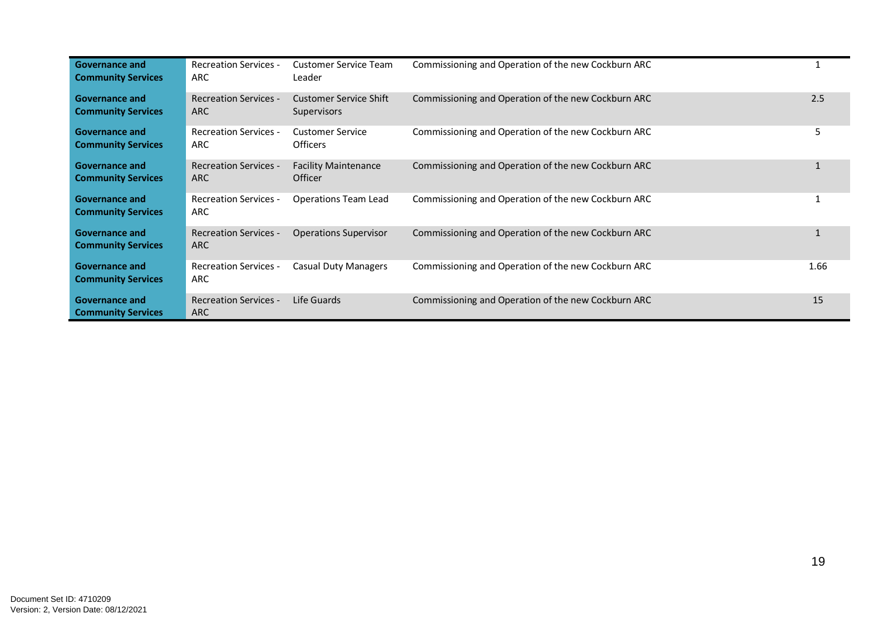| | | | | |
|---|---|---|---|---|
| **Governance and Community Services** | Recreation Services - ARC | Customer Service Team Leader | Commissioning and Operation of the new Cockburn ARC | 1 |
| **Governance and Community Services** | Recreation Services - ARC | Customer Service Shift Supervisors | Commissioning and Operation of the new Cockburn ARC | 2.5 |
| **Governance and Community Services** | Recreation Services - ARC | Customer Service Officers | Commissioning and Operation of the new Cockburn ARC | 5 |
| **Governance and Community Services** | Recreation Services - ARC | Facility Maintenance Officer | Commissioning and Operation of the new Cockburn ARC | 1 |
| **Governance and Community Services** | Recreation Services - ARC | Operations Team Lead | Commissioning and Operation of the new Cockburn ARC | 1 |
| **Governance and Community Services** | Recreation Services - ARC | Operations Supervisor | Commissioning and Operation of the new Cockburn ARC | 1 |
| **Governance and Community Services** | Recreation Services - ARC | Casual Duty Managers | Commissioning and Operation of the new Cockburn ARC | 1.66 |
| **Governance and Community Services** | Recreation Services - ARC | Life Guards | Commissioning and Operation of the new Cockburn ARC | 15 |

Document Set ID: 4710209
Version: 2, Version Date: 08/12/2021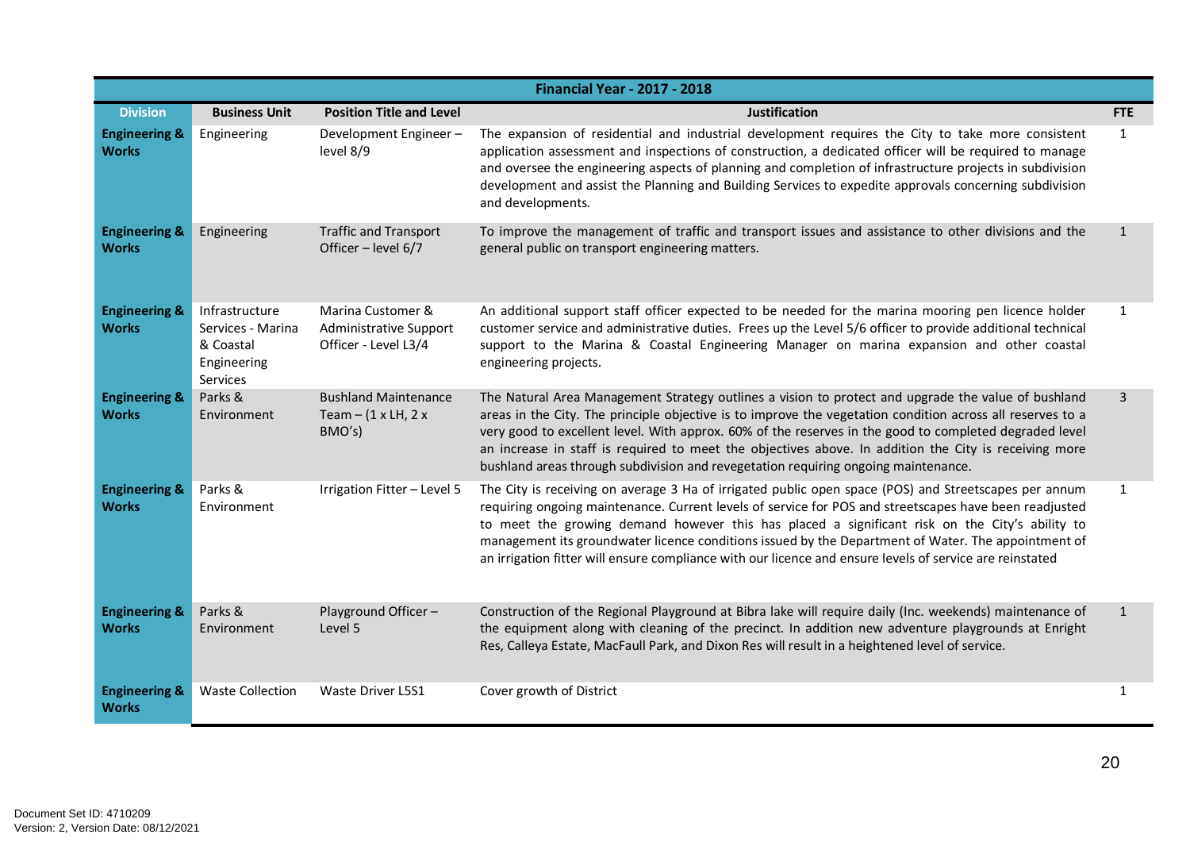| Financial Year - 2017 - 2018 | | | | |
|---|---|---|---|---|
| **Division** | **Business Unit** | **Position Title and Level** | **Justification** | **FTE** |
| **Engineering & Works** | Engineering | Development Engineer – level 8/9 | The expansion of residential and industrial development requires the City to take more consistent application assessment and inspections of construction, a dedicated officer will be required to manage and oversee the engineering aspects of planning and completion of infrastructure projects in subdivision development and assist the Planning and Building Services to expedite approvals concerning subdivision and developments. | 1 |
| **Engineering & Works** | Engineering | Traffic and Transport Officer – level 6/7 | To improve the management of traffic and transport issues and assistance to other divisions and the general public on transport engineering matters. | 1 |
| **Engineering & Works** | Infrastructure Services - Marina & Coastal Engineering Services | Marina Customer & Administrative Support Officer - Level L3/4 | An additional support staff officer expected to be needed for the marina mooring pen licence holder customer service and administrative duties. Frees up the Level 5/6 officer to provide additional technical support to the Marina & Coastal Engineering Manager on marina expansion and other coastal engineering projects. | 1 |
| **Engineering & Works** | Parks & Environment | Bushland Maintenance Team – (1 x LH, 2 x BMO's) | The Natural Area Management Strategy outlines a vision to protect and upgrade the value of bushland areas in the City. The principle objective is to improve the vegetation condition across all reserves to a very good to excellent level. With approx. 60% of the reserves in the good to completed degraded level an increase in staff is required to meet the objectives above. In addition the City is receiving more bushland areas through subdivision and revegetation requiring ongoing maintenance. | 3 |
| **Engineering & Works** | Parks & Environment | Irrigation Fitter – Level 5 | The City is receiving on average 3 Ha of irrigated public open space (POS) and Streetscapes per annum requiring ongoing maintenance. Current levels of service for POS and streetscapes have been readjusted to meet the growing demand however this has placed a significant risk on the City's ability to management its groundwater licence conditions issued by the Department of Water. The appointment of an irrigation fitter will ensure compliance with our licence and ensure levels of service are reinstated | 1 |
| **Engineering & Works** | Parks & Environment | Playground Officer – Level 5 | Construction of the Regional Playground at Bibra lake will require daily (Inc. weekends) maintenance of the equipment along with cleaning of the precinct. In addition new adventure playgrounds at Enright Res, Calleya Estate, MacFaull Park, and Dixon Res will result in a heightened level of service. | 1 |
| **Engineering & Works** | Waste Collection | Waste Driver L5S1 | Cover growth of District | 1 |

Document Set ID: 4710209
Version: 2, Version Date: 08/12/2021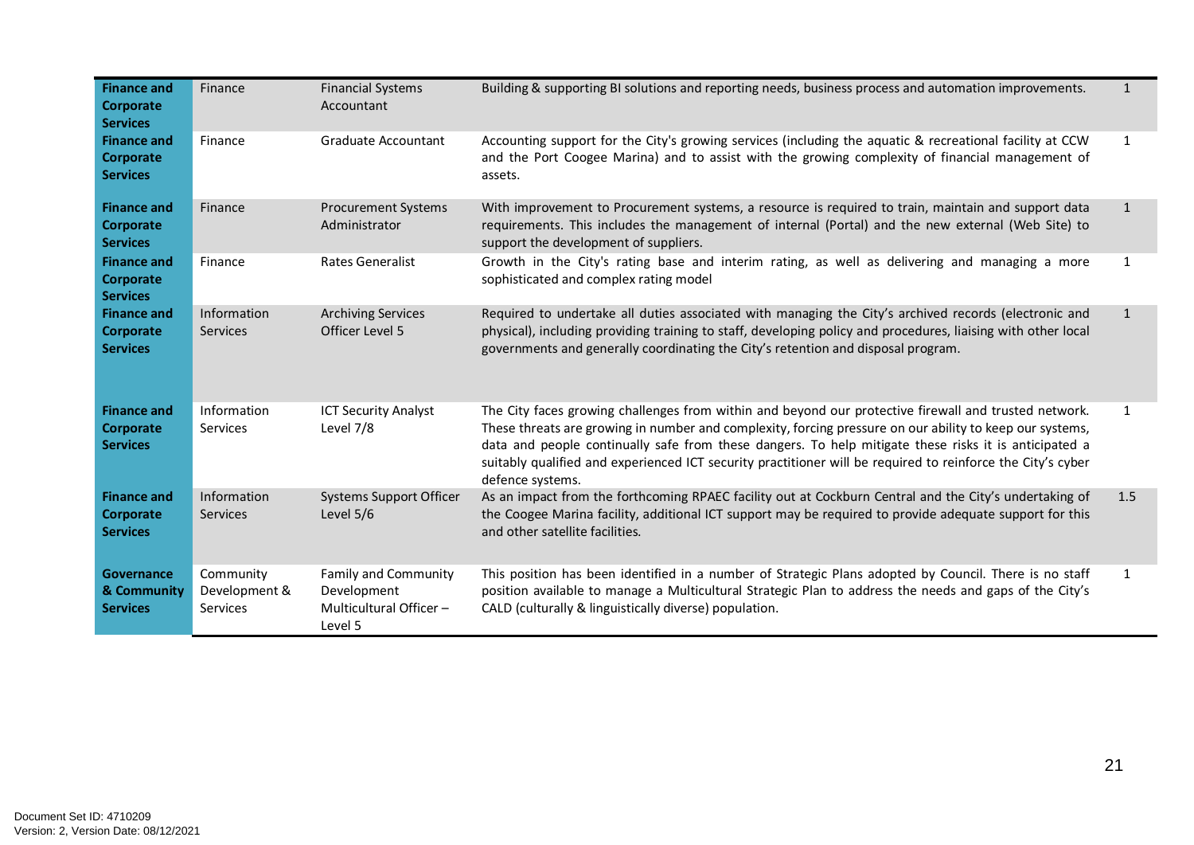| | | | | |
|---|---|---|---|---|
| **Finance and Corporate Services** | Finance | Financial Systems Accountant | Building & supporting BI solutions and reporting needs, business process and automation improvements. | 1 |
| **Finance and Corporate Services** | Finance | Graduate Accountant | Accounting support for the City's growing services (including the aquatic & recreational facility at CCW and the Port Coogee Marina) and to assist with the growing complexity of financial management of assets. | 1 |
| **Finance and Corporate Services** | Finance | Procurement Systems Administrator | With improvement to Procurement systems, a resource is required to train, maintain and support data requirements. This includes the management of internal (Portal) and the new external (Web Site) to support the development of suppliers. | 1 |
| **Finance and Corporate Services** | Finance | Rates Generalist | Growth in the City's rating base and interim rating, as well as delivering and managing a more sophisticated and complex rating model | 1 |
| **Finance and Corporate Services** | Information Services | Archiving Services Officer Level 5 | Required to undertake all duties associated with managing the City's archived records (electronic and physical), including providing training to staff, developing policy and procedures, liaising with other local governments and generally coordinating the City's retention and disposal program. | 1 |
| **Finance and Corporate Services** | Information Services | ICT Security Analyst Level 7/8 | The City faces growing challenges from within and beyond our protective firewall and trusted network. These threats are growing in number and complexity, forcing pressure on our ability to keep our systems, data and people continually safe from these dangers. To help mitigate these risks it is anticipated a suitably qualified and experienced ICT security practitioner will be required to reinforce the City's cyber defence systems. | 1 |
| **Finance and Corporate Services** | Information Services | Systems Support Officer Level 5/6 | As an impact from the forthcoming RPAEC facility out at Cockburn Central and the City's undertaking of the Coogee Marina facility, additional ICT support may be required to provide adequate support for this and other satellite facilities. | 1.5 |
| **Governance & Community Services** | Community Development & Services | Family and Community Development Multicultural Officer – Level 5 | This position has been identified in a number of Strategic Plans adopted by Council. There is no staff position available to manage a Multicultural Strategic Plan to address the needs and gaps of the City's CALD (culturally & linguistically diverse) population. | 1 |

Document Set ID: 4710209
Version: 2, Version Date: 08/12/2021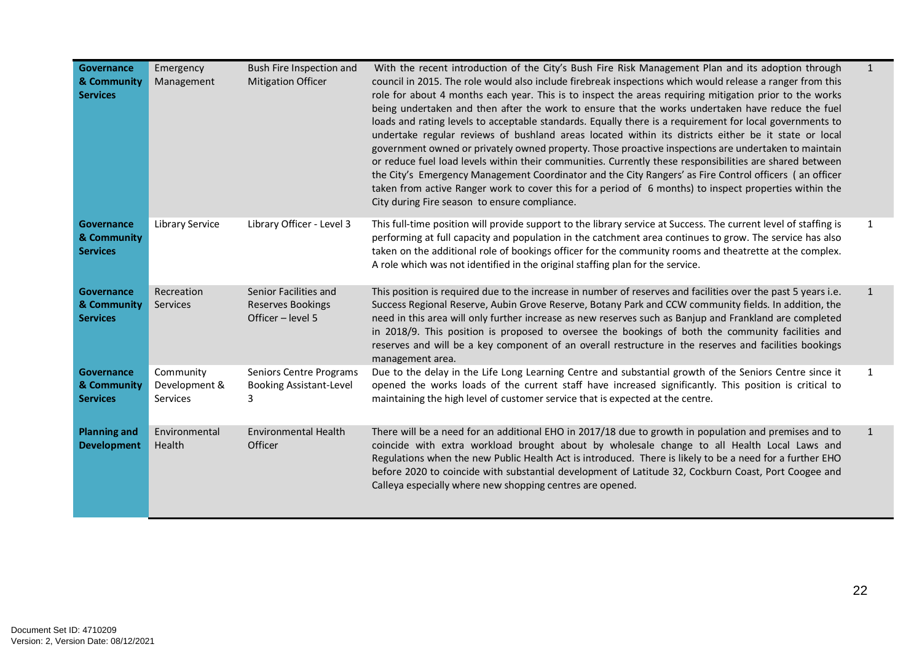| | | | | |
|---|---|---|---|---|
| **Governance & Community Services** | Emergency Management | Bush Fire Inspection and Mitigation Officer | With the recent introduction of the City's Bush Fire Risk Management Plan and its adoption through council in 2015. The role would also include firebreak inspections which would release a ranger from this role for about 4 months each year. This is to inspect the areas requiring mitigation prior to the works being undertaken and then after the work to ensure that the works undertaken have reduce the fuel loads and rating levels to acceptable standards. Equally there is a requirement for local governments to undertake regular reviews of bushland areas located within its districts either be it state or local government owned or privately owned property. Those proactive inspections are undertaken to maintain or reduce fuel load levels within their communities. Currently these responsibilities are shared between the City's Emergency Management Coordinator and the City Rangers' as Fire Control officers ( an officer taken from active Ranger work to cover this for a period of 6 months) to inspect properties within the City during Fire season to ensure compliance. | 1 |
| **Governance & Community Services** | Library Service | Library Officer - Level 3 | This full-time position will provide support to the library service at Success. The current level of staffing is performing at full capacity and population in the catchment area continues to grow. The service has also taken on the additional role of bookings officer for the community rooms and theatrette at the complex. A role which was not identified in the original staffing plan for the service. | 1 |
| **Governance & Community Services** | Recreation Services | Senior Facilities and Reserves Bookings Officer – level 5 | This position is required due to the increase in number of reserves and facilities over the past 5 years i.e. Success Regional Reserve, Aubin Grove Reserve, Botany Park and CCW community fields. In addition, the need in this area will only further increase as new reserves such as Banjup and Frankland are completed in 2018/9. This position is proposed to oversee the bookings of both the community facilities and reserves and will be a key component of an overall restructure in the reserves and facilities bookings management area. | 1 |
| **Governance & Community Services** | Community Development & Services | Seniors Centre Programs Booking Assistant-Level 3 | Due to the delay in the Life Long Learning Centre and substantial growth of the Seniors Centre since it opened the works loads of the current staff have increased significantly. This position is critical to maintaining the high level of customer service that is expected at the centre. | 1 |
| **Planning and Development** | Environmental Health | Environmental Health Officer | There will be a need for an additional EHO in 2017/18 due to growth in population and premises and to coincide with extra workload brought about by wholesale change to all Health Local Laws and Regulations when the new Public Health Act is introduced. There is likely to be a need for a further EHO before 2020 to coincide with substantial development of Latitude 32, Cockburn Coast, Port Coogee and Calleya especially where new shopping centres are opened. | 1 |

Document Set ID: 4710209
Version: 2, Version Date: 08/12/2021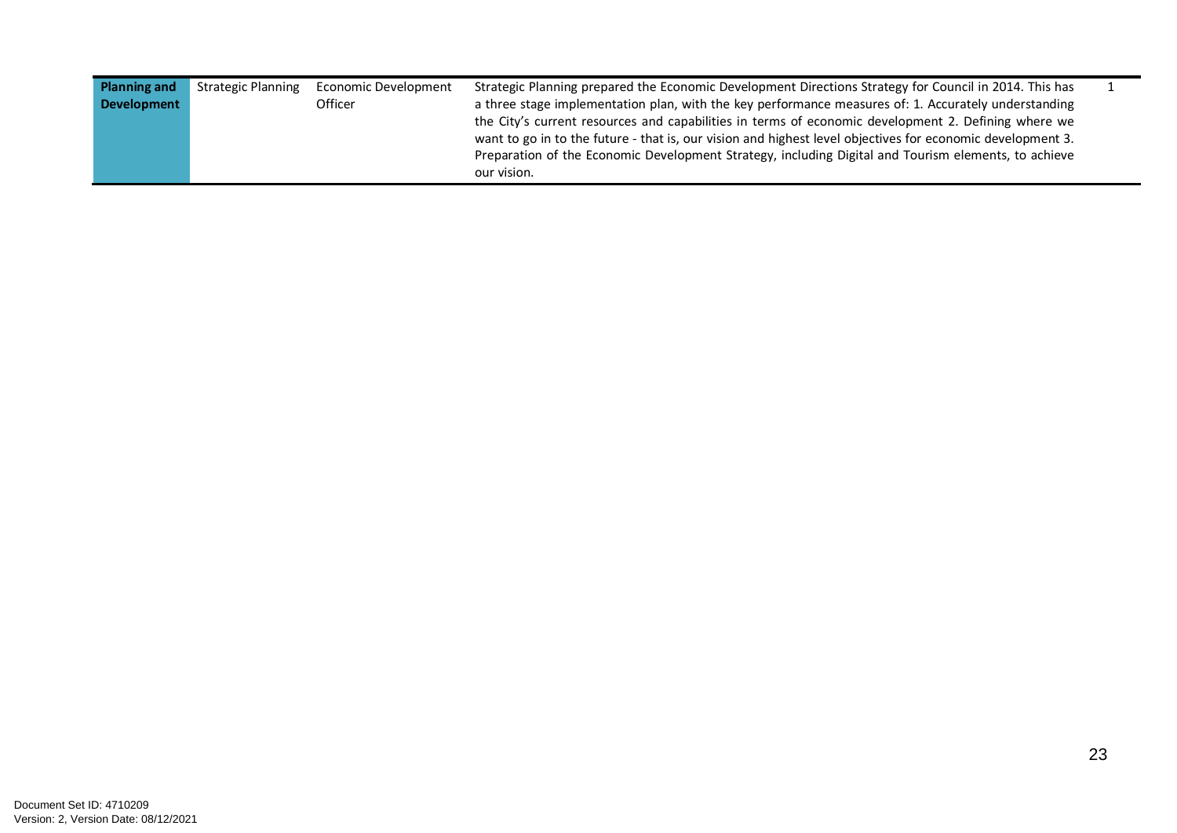| | | | | |
|---|---|---|---|---|
| **Planning and Development** | Strategic Planning | Economic Development Officer | Strategic Planning prepared the Economic Development Directions Strategy for Council in 2014. This has a three stage implementation plan, with the key performance measures of: 1. Accurately understanding the City's current resources and capabilities in terms of economic development 2. Defining where we want to go in to the future - that is, our vision and highest level objectives for economic development 3. Preparation of the Economic Development Strategy, including Digital and Tourism elements, to achieve our vision. | 1 |

Document Set ID: 4710209
Version: 2, Version Date: 08/12/2021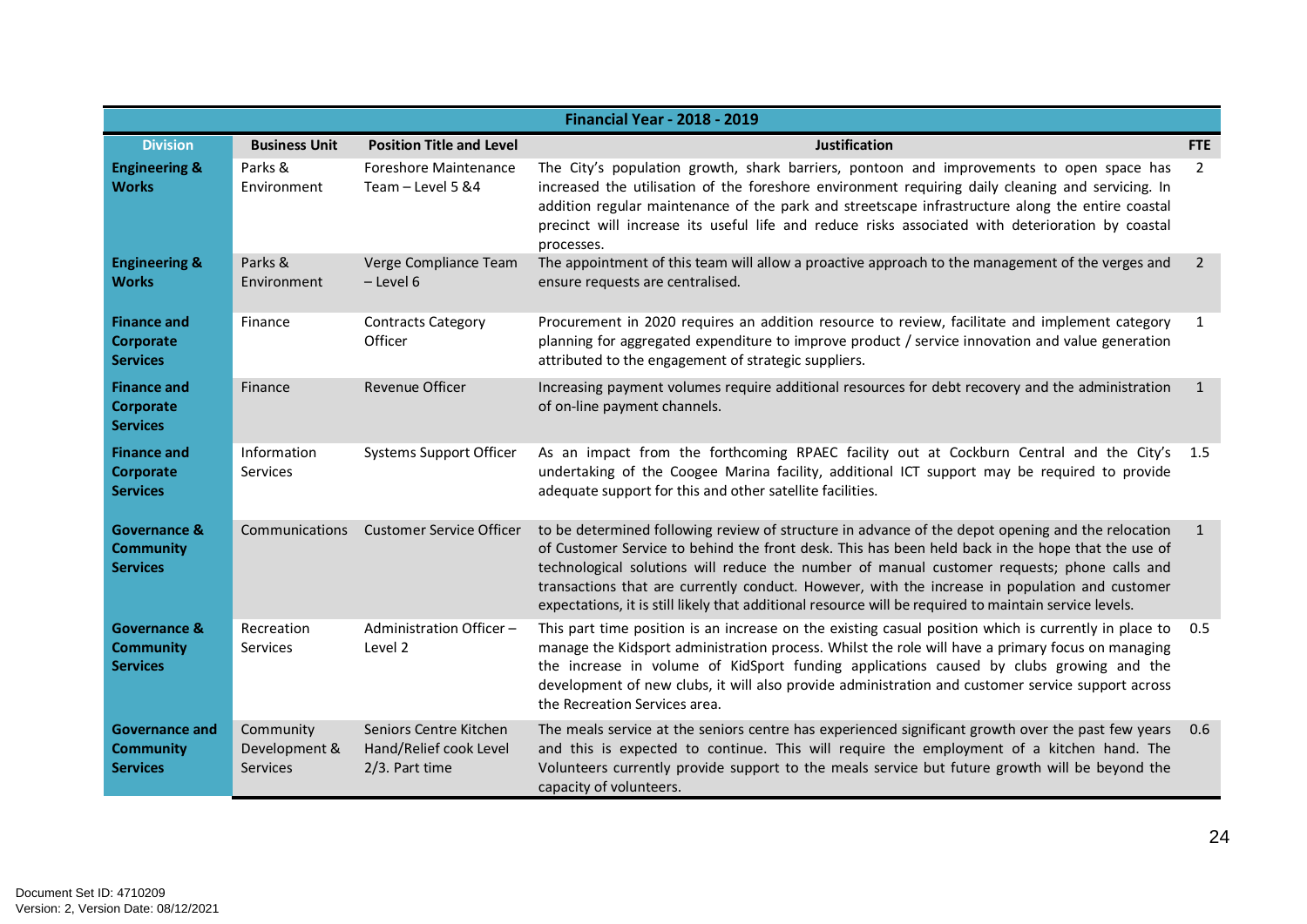| Financial Year - 2018 - 2019 | | | | |
|---|---|---|---|---|
| **Division** | **Business Unit** | **Position Title and Level** | **Justification** | **FTE** |
| **Engineering & Works** | Parks & Environment | Foreshore Maintenance Team – Level 5 &4 | The City's population growth, shark barriers, pontoon and improvements to open space has increased the utilisation of the foreshore environment requiring daily cleaning and servicing. In addition regular maintenance of the park and streetscape infrastructure along the entire coastal precinct will increase its useful life and reduce risks associated with deterioration by coastal processes. | 2 |
| **Engineering & Works** | Parks & Environment | Verge Compliance Team – Level 6 | The appointment of this team will allow a proactive approach to the management of the verges and ensure requests are centralised. | 2 |
| **Finance and Corporate Services** | Finance | Contracts Category Officer | Procurement in 2020 requires an addition resource to review, facilitate and implement category planning for aggregated expenditure to improve product / service innovation and value generation attributed to the engagement of strategic suppliers. | 1 |
| **Finance and Corporate Services** | Finance | Revenue Officer | Increasing payment volumes require additional resources for debt recovery and the administration of on-line payment channels. | 1 |
| **Finance and Corporate Services** | Information Services | Systems Support Officer | As an impact from the forthcoming RPAEC facility out at Cockburn Central and the City's undertaking of the Coogee Marina facility, additional ICT support may be required to provide adequate support for this and other satellite facilities. | 1.5 |
| **Governance & Community Services** | Communications | Customer Service Officer | to be determined following review of structure in advance of the depot opening and the relocation of Customer Service to behind the front desk. This has been held back in the hope that the use of technological solutions will reduce the number of manual customer requests; phone calls and transactions that are currently conduct. However, with the increase in population and customer expectations, it is still likely that additional resource will be required to maintain service levels. | 1 |
| **Governance & Community Services** | Recreation Services | Administration Officer – Level 2 | This part time position is an increase on the existing casual position which is currently in place to manage the Kidsport administration process. Whilst the role will have a primary focus on managing the increase in volume of KidSport funding applications caused by clubs growing and the development of new clubs, it will also provide administration and customer service support across the Recreation Services area. | 0.5 |
| **Governance and Community Services** | Community Development & Services | Seniors Centre Kitchen Hand/Relief cook Level 2/3. Part time | The meals service at the seniors centre has experienced significant growth over the past few years and this is expected to continue. This will require the employment of a kitchen hand. The Volunteers currently provide support to the meals service but future growth will be beyond the capacity of volunteers. | 0.6 |

Document Set ID: 4710209
Version: 2, Version Date: 08/12/2021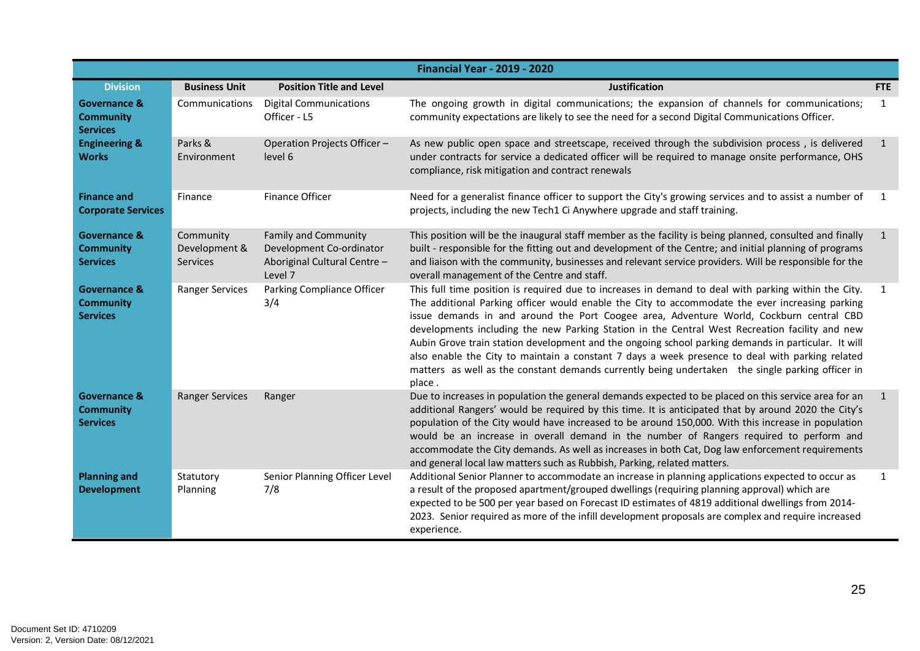| Financial Year - 2019 - 2020 | | | | |
|---|---|---|---|---|
| **Division** | **Business Unit** | **Position Title and Level** | **Justification** | **FTE** |
| **Governance & Community Services** | Communications | Digital Communications Officer - L5 | The ongoing growth in digital communications; the expansion of channels for communications; community expectations are likely to see the need for a second Digital Communications Officer. | 1 |
| **Engineering & Works** | Parks & Environment | Operation Projects Officer – level 6 | As new public open space and streetscape, received through the subdivision process , is delivered under contracts for service a dedicated officer will be required to manage onsite performance, OHS compliance, risk mitigation and contract renewals | 1 |
| **Finance and Corporate Services** | Finance | Finance Officer | Need for a generalist finance officer to support the City's growing services and to assist a number of projects, including the new Tech1 Ci Anywhere upgrade and staff training. | 1 |
| **Governance & Community Services** | Community Development & Services | Family and Community Development Co-ordinator Aboriginal Cultural Centre – Level 7 | This position will be the inaugural staff member as the facility is being planned, consulted and finally built - responsible for the fitting out and development of the Centre; and initial planning of programs and liaison with the community, businesses and relevant service providers. Will be responsible for the overall management of the Centre and staff. | 1 |
| **Governance & Community Services** | Ranger Services | Parking Compliance Officer 3/4 | This full time position is required due to increases in demand to deal with parking within the City. The additional Parking officer would enable the City to accommodate the ever increasing parking issue demands in and around the Port Coogee area, Adventure World, Cockburn central CBD developments including the new Parking Station in the Central West Recreation facility and new Aubin Grove train station development and the ongoing school parking demands in particular. It will also enable the City to maintain a constant 7 days a week presence to deal with parking related matters as well as the constant demands currently being undertaken the single parking officer in place . | 1 |
| **Governance & Community Services** | Ranger Services | Ranger | Due to increases in population the general demands expected to be placed on this service area for an additional Rangers' would be required by this time. It is anticipated that by around 2020 the City's population of the City would have increased to be around 150,000. With this increase in population would be an increase in overall demand in the number of Rangers required to perform and accommodate the City demands. As well as increases in both Cat, Dog law enforcement requirements and general local law matters such as Rubbish, Parking, related matters. | 1 |
| **Planning and Development** | Statutory Planning | Senior Planning Officer Level 7/8 | Additional Senior Planner to accommodate an increase in planning applications expected to occur as a result of the proposed apartment/grouped dwellings (requiring planning approval) which are expected to be 500 per year based on Forecast ID estimates of 4819 additional dwellings from 2014-2023. Senior required as more of the infill development proposals are complex and require increased experience. | 1 |

Document Set ID: 4710209
Version: 2, Version Date: 08/12/2021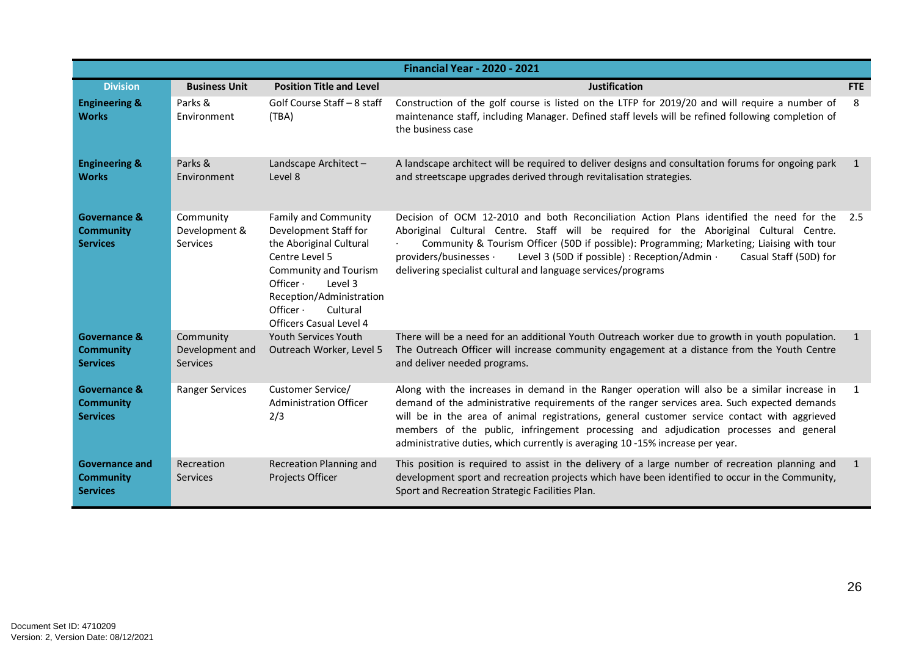| Financial Year - 2020 - 2021 | | | | |
|---|---|---|---|---|
| **Division** | **Business Unit** | **Position Title and Level** | **Justification** | **FTE** |
| **Engineering & Works** | Parks & Environment | Golf Course Staff – 8 staff (TBA) | Construction of the golf course is listed on the LTFP for 2019/20 and will require a number of maintenance staff, including Manager. Defined staff levels will be refined following completion of the business case | 8 |
| **Engineering & Works** | Parks & Environment | Landscape Architect – Level 8 | A landscape architect will be required to deliver designs and consultation forums for ongoing park and streetscape upgrades derived through revitalisation strategies. | 1 |
| **Governance & Community Services** | Community Development & Services | Family and Community Development Staff for the Aboriginal Cultural Centre Level 5 Community and Tourism Officer · Level 3 Reception/Administration Officer · Cultural Officers Casual Level 4 | Decision of OCM 12-2010 and both Reconciliation Action Plans identified the need for the Aboriginal Cultural Centre. Staff will be required for the Aboriginal Cultural Centre. · Community & Tourism Officer (50D if possible): Programming; Marketing; Liaising with tour providers/businesses · Level 3 (50D if possible) : Reception/Admin · Casual Staff (50D) for delivering specialist cultural and language services/programs | 2.5 |
| **Governance & Community Services** | Community Development and Services | Youth Services Youth Outreach Worker, Level 5 | There will be a need for an additional Youth Outreach worker due to growth in youth population. The Outreach Officer will increase community engagement at a distance from the Youth Centre and deliver needed programs. | 1 |
| **Governance & Community Services** | Ranger Services | Customer Service/ Administration Officer 2/3 | Along with the increases in demand in the Ranger operation will also be a similar increase in demand of the administrative requirements of the ranger services area. Such expected demands will be in the area of animal registrations, general customer service contact with aggrieved members of the public, infringement processing and adjudication processes and general administrative duties, which currently is averaging 10 -15% increase per year. | 1 |
| **Governance and Community Services** | Recreation Services | Recreation Planning and Projects Officer | This position is required to assist in the delivery of a large number of recreation planning and development sport and recreation projects which have been identified to occur in the Community, Sport and Recreation Strategic Facilities Plan. | 1 |

Document Set ID: 4710209
Version: 2, Version Date: 08/12/2021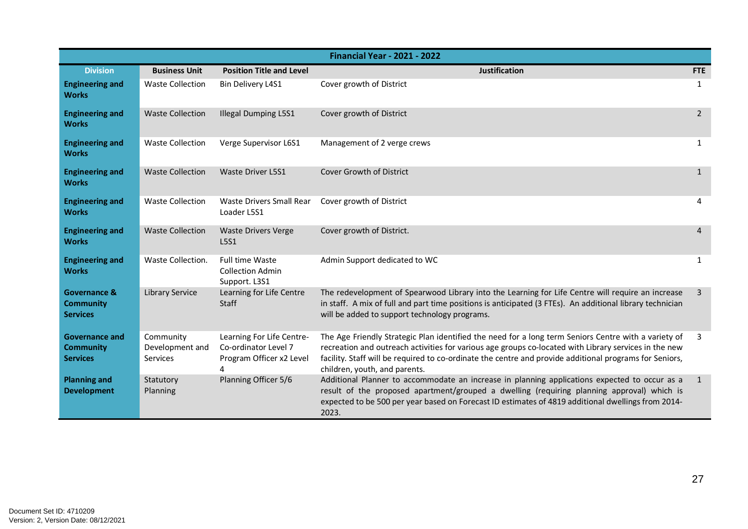| Financial Year - 2021 - 2022 | | | | |
|---|---|---|---|---|
| **Division** | **Business Unit** | **Position Title and Level** | **Justification** | **FTE** |
| **Engineering and Works** | Waste Collection | Bin Delivery L4S1 | Cover growth of District | 1 |
| **Engineering and Works** | Waste Collection | Illegal Dumping L5S1 | Cover growth of District | 2 |
| **Engineering and Works** | Waste Collection | Verge Supervisor L6S1 | Management of 2 verge crews | 1 |
| **Engineering and Works** | Waste Collection | Waste Driver L5S1 | Cover Growth of District | 1 |
| **Engineering and Works** | Waste Collection | Waste Drivers Small Rear Loader L5S1 | Cover growth of District | 4 |
| **Engineering and Works** | Waste Collection | Waste Drivers Verge L5S1 | Cover growth of District. | 4 |
| **Engineering and Works** | Waste Collection. | Full time Waste Collection Admin Support. L3S1 | Admin Support dedicated to WC | 1 |
| **Governance & Community Services** | Library Service | Learning for Life Centre Staff | The redevelopment of Spearwood Library into the Learning for Life Centre will require an increase in staff. A mix of full and part time positions is anticipated (3 FTEs). An additional library technician will be added to support technology programs. | 3 |
| **Governance and Community Services** | Community Development and Services | Learning For Life Centre-Co-ordinator Level 7 Program Officer x2 Level 4 | The Age Friendly Strategic Plan identified the need for a long term Seniors Centre with a variety of recreation and outreach activities for various age groups co-located with Library services in the new facility. Staff will be required to co-ordinate the centre and provide additional programs for Seniors, children, youth, and parents. | 3 |
| **Planning and Development** | Statutory Planning | Planning Officer 5/6 | Additional Planner to accommodate an increase in planning applications expected to occur as a result of the proposed apartment/grouped a dwelling (requiring planning approval) which is expected to be 500 per year based on Forecast ID estimates of 4819 additional dwellings from 2014-2023. | 1 |

Document Set ID: 4710209
Version: 2, Version Date: 08/12/2021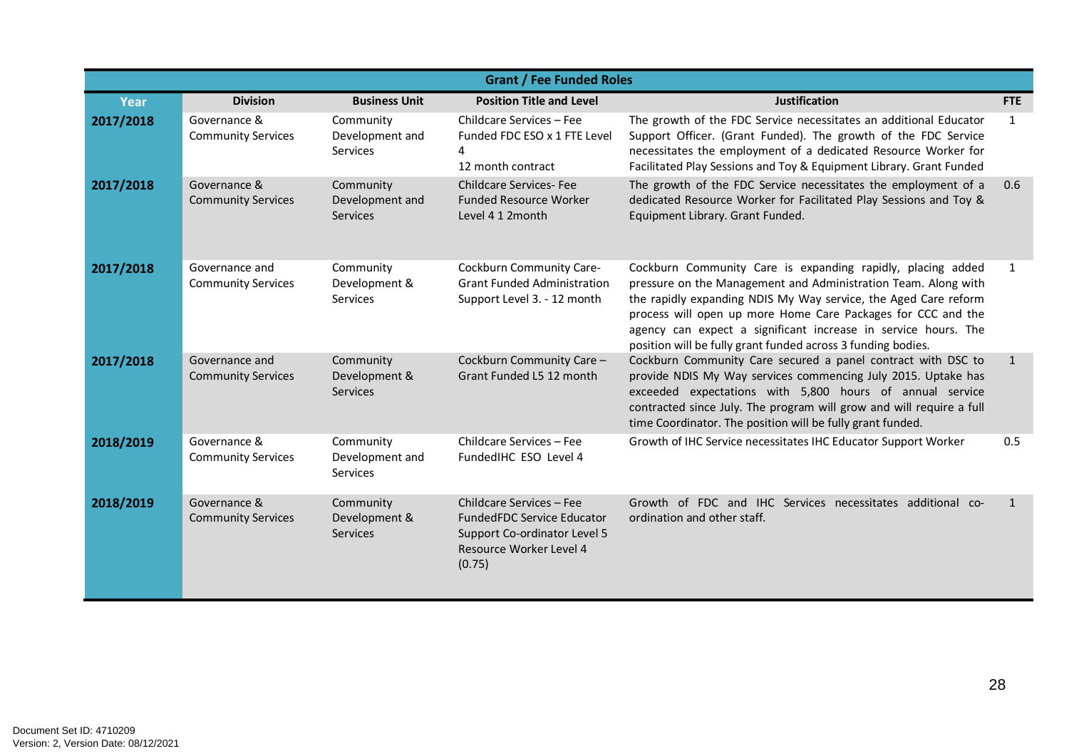| Grant / Fee Funded Roles | | | | | |
|---|---|---|---|---|---|
| **Year** | **Division** | **Business Unit** | **Position Title and Level** | **Justification** | **FTE** |
| **2017/2018** | Governance & Community Services | Community Development and Services | Childcare Services – Fee Funded FDC ESO x 1 FTE Level 4 12 month contract | The growth of the FDC Service necessitates an additional Educator Support Officer. (Grant Funded). The growth of the FDC Service necessitates the employment of a dedicated Resource Worker for Facilitated Play Sessions and Toy & Equipment Library. Grant Funded | 1 |
| **2017/2018** | Governance & Community Services | Community Development and Services | Childcare Services- Fee Funded Resource Worker Level 4 1 2month | The growth of the FDC Service necessitates the employment of a dedicated Resource Worker for Facilitated Play Sessions and Toy & Equipment Library. Grant Funded. | 0.6 |
| **2017/2018** | Governance and Community Services | Community Development & Services | Cockburn Community Care- Grant Funded Administration Support Level 3. - 12 month | Cockburn Community Care is expanding rapidly, placing added pressure on the Management and Administration Team. Along with the rapidly expanding NDIS My Way service, the Aged Care reform process will open up more Home Care Packages for CCC and the agency can expect a significant increase in service hours. The position will be fully grant funded across 3 funding bodies. | 1 |
| **2017/2018** | Governance and Community Services | Community Development & Services | Cockburn Community Care – Grant Funded L5 12 month | Cockburn Community Care secured a panel contract with DSC to provide NDIS My Way services commencing July 2015. Uptake has exceeded expectations with 5,800 hours of annual service contracted since July. The program will grow and will require a full time Coordinator. The position will be fully grant funded. | 1 |
| **2018/2019** | Governance & Community Services | Community Development and Services | Childcare Services – Fee FundedIHC ESO Level 4 | Growth of IHC Service necessitates IHC Educator Support Worker | 0.5 |
| **2018/2019** | Governance & Community Services | Community Development & Services | Childcare Services – Fee FundedFDC Service Educator Support Co-ordinator Level 5 Resource Worker Level 4 (0.75) | Growth of FDC and IHC Services necessitates additional co-ordination and other staff. | 1 |

Document Set ID: 4710209
Version: 2, Version Date: 08/12/2021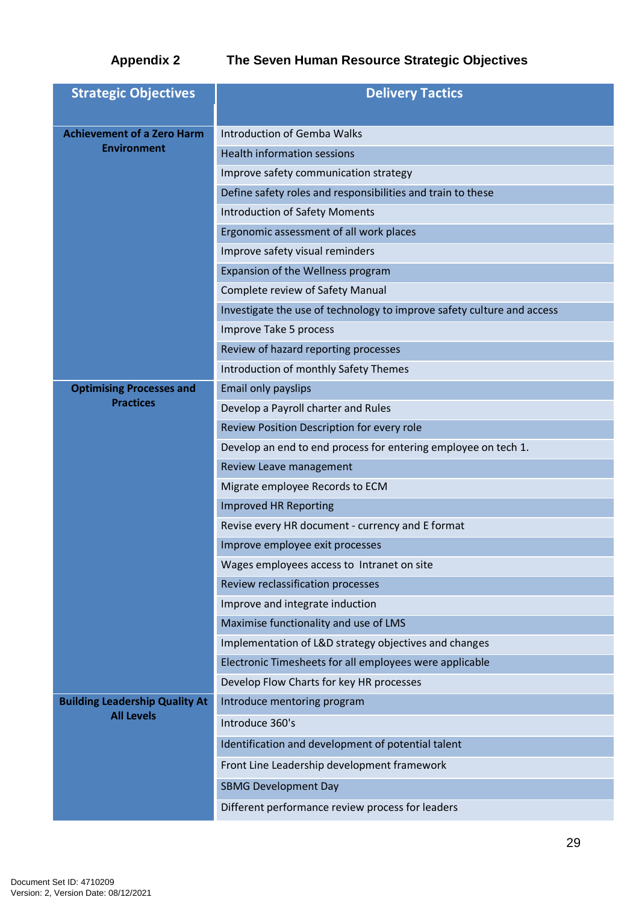## Appendix 2 The Seven Human Resource Strategic Objectives

| Strategic Objectives | Delivery Tactics |
|---|---|
| **Achievement of a Zero Harm Environment** | Introduction of Gemba Walks |
| | Health information sessions |
| | Improve safety communication strategy |
| | Define safety roles and responsibilities and train to these |
| | Introduction of Safety Moments |
| | Ergonomic assessment of all work places |
| | Improve safety visual reminders |
| | Expansion of the Wellness program |
| | Complete review of Safety Manual |
| | Investigate the use of technology to improve safety culture and access |
| | Improve Take 5 process |
| | Review of hazard reporting processes |
| | Introduction of monthly Safety Themes |
| **Optimising Processes and Practices** | Email only payslips |
| | Develop a Payroll charter and Rules |
| | Review Position Description for every role |
| | Develop an end to end process for entering employee on tech 1. |
| | Review Leave management |
| | Migrate employee Records to ECM |
| | Improved HR Reporting |
| | Revise every HR document - currency and E format |
| | Improve employee exit processes |
| | Wages employees access to Intranet on site |
| | Review reclassification processes |
| | Improve and integrate induction |
| | Maximise functionality and use of LMS |
| | Implementation of L&D strategy objectives and changes |
| | Electronic Timesheets for all employees were applicable |
| | Develop Flow Charts for key HR processes |
| **Building Leadership Quality At All Levels** | Introduce mentoring program |
| | Introduce 360's |
| | Identification and development of potential talent |
| | Front Line Leadership development framework |
| | SBMG Development Day |
| | Different performance review process for leaders |

Document Set ID: 4710209
Version: 2, Version Date: 08/12/2021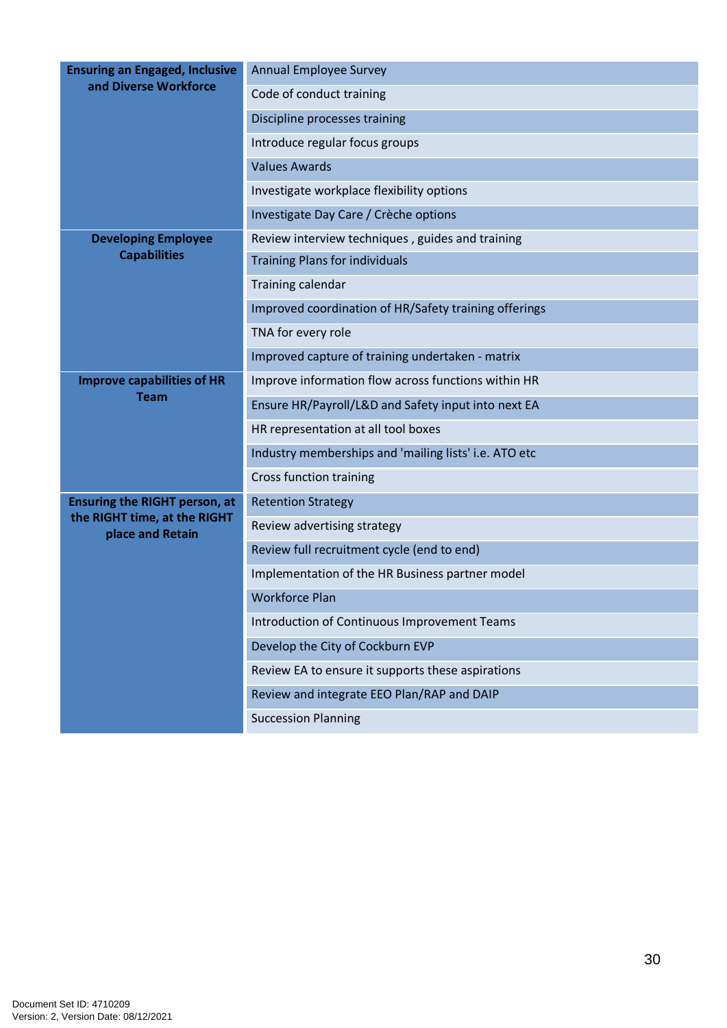| | |
|---|---|
| **Ensuring an Engaged, Inclusive and Diverse Workforce** | Annual Employee Survey |
| | Code of conduct training |
| | Discipline processes training |
| | Introduce regular focus groups |
| | Values Awards |
| | Investigate workplace flexibility options |
| | Investigate Day Care / Crèche options |
| **Developing Employee Capabilities** | Review interview techniques , guides and training |
| | Training Plans for individuals |
| | Training calendar |
| | Improved coordination of HR/Safety training offerings |
| | TNA for every role |
| | Improved capture of training undertaken - matrix |
| **Improve capabilities of HR Team** | Improve information flow across functions within HR |
| | Ensure HR/Payroll/L&D and Safety input into next EA |
| | HR representation at all tool boxes |
| | Industry memberships and 'mailing lists' i.e. ATO etc |
| | Cross function training |
| **Ensuring the RIGHT person, at the RIGHT time, at the RIGHT place and Retain** | Retention Strategy |
| | Review advertising strategy |
| | Review full recruitment cycle (end to end) |
| | Implementation of the HR Business partner model |
| | Workforce Plan |
| | Introduction of Continuous Improvement Teams |
| | Develop the City of Cockburn EVP |
| | Review EA to ensure it supports these aspirations |
| | Review and integrate EEO Plan/RAP and DAIP |
| | Succession Planning |

Document Set ID: 4710209
Version: 2, Version Date: 08/12/2021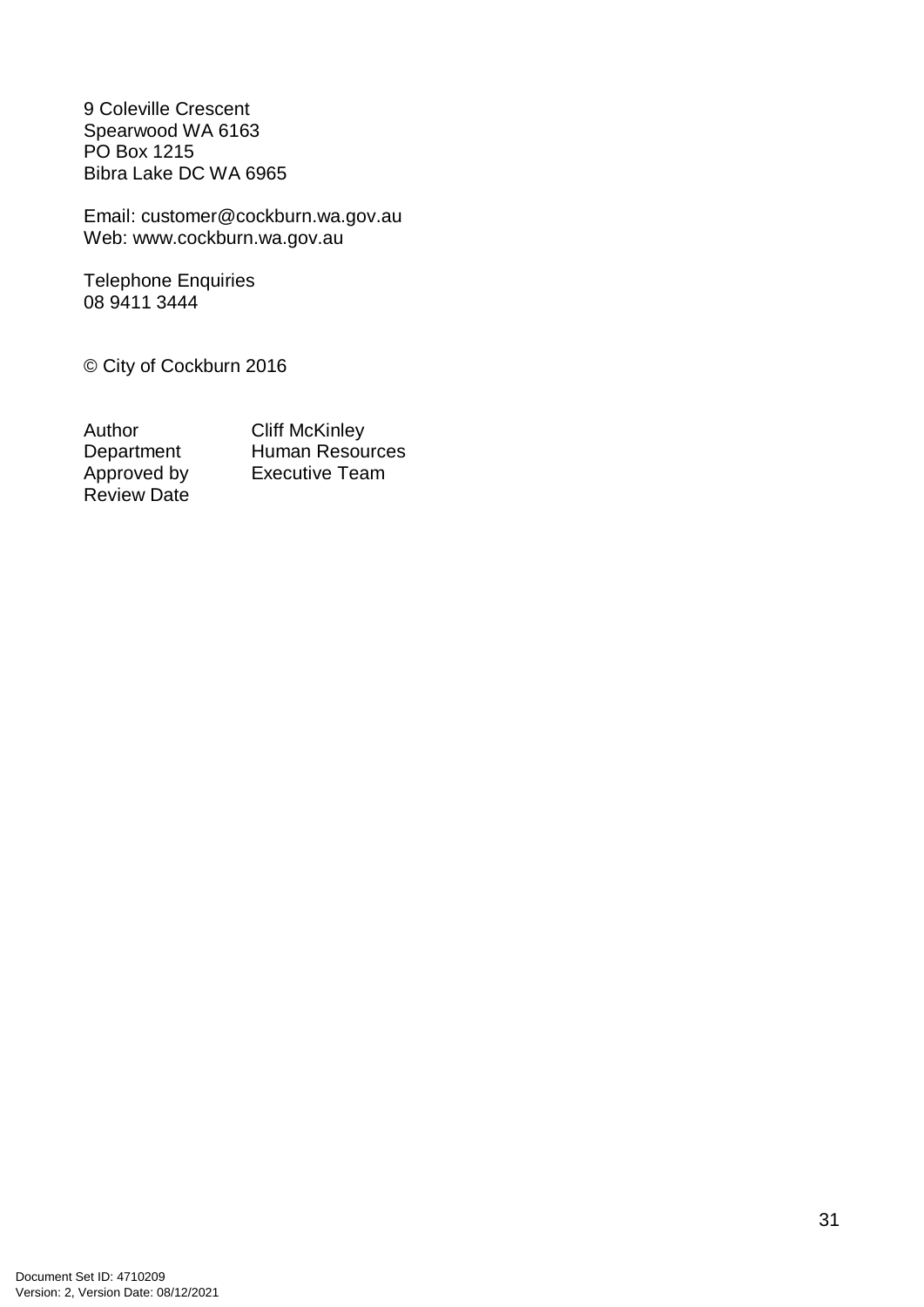9 Coleville Crescent
Spearwood WA 6163
PO Box 1215
Bibra Lake DC WA 6965

Email: customer@cockburn.wa.gov.au
Web: www.cockburn.wa.gov.au

Telephone Enquiries
08 9411 3444

© City of Cockburn 2016

| | |
|---|---|
| Author | Cliff McKinley |
| Department | Human Resources |
| Approved by | Executive Team |
| Review Date | |

Document Set ID: 4710209
Version: 2, Version Date: 08/12/2021